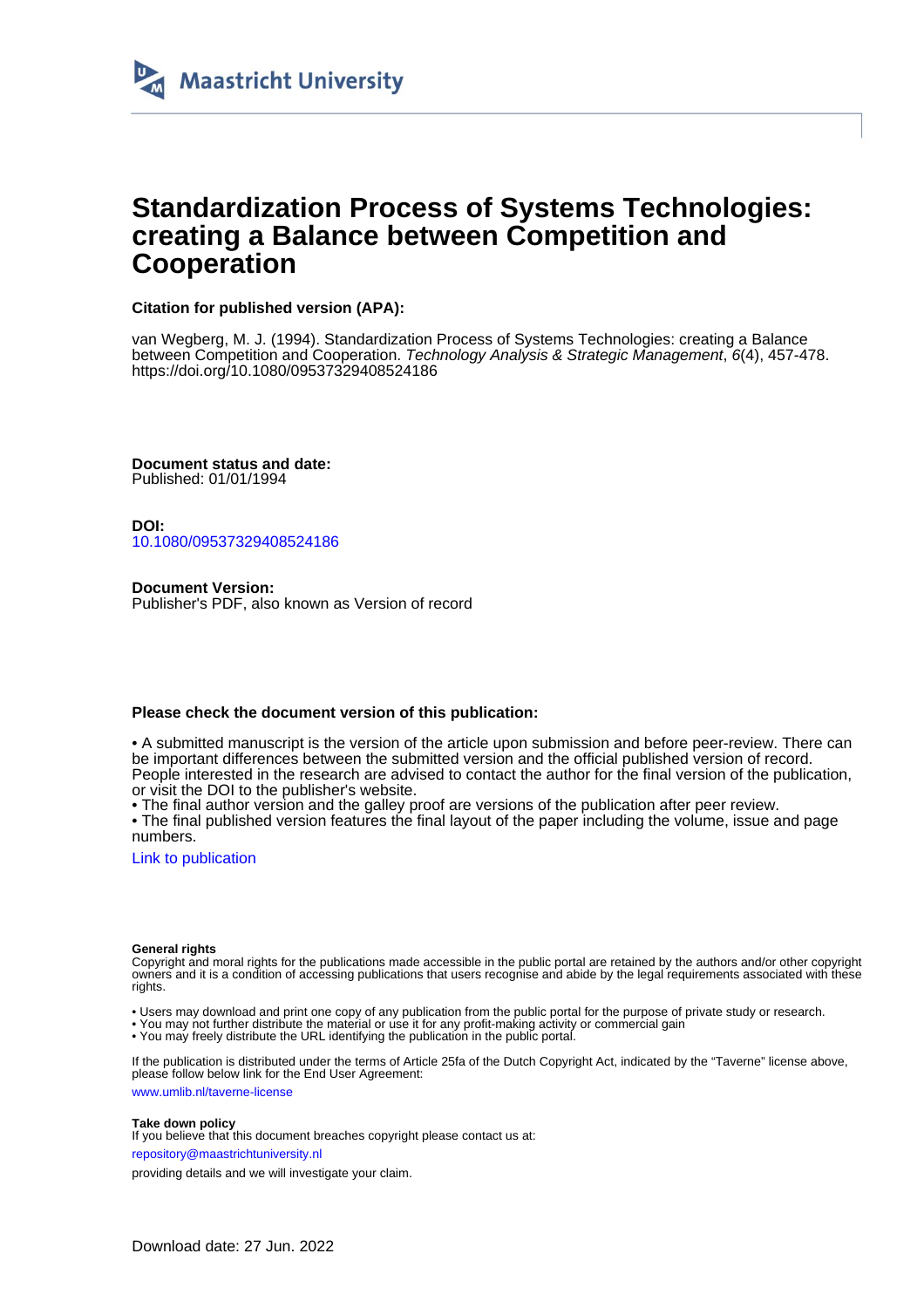Maastricht University

# Standardization Process of Systems Technologies: creating a Balance between Competition and Cooperation

**Citation for published version (APA):**

van Wegberg, M. J. (1994). Standardization Process of Systems Technologies: creating a Balance between Competition and Cooperation. *Technology Analysis & Strategic Management*, *6*(4), 457-478. https://doi.org/10.1080/09537329408524186

**Document status and date:**
Published: 01/01/1994

**DOI:**
10.1080/09537329408524186

**Document Version:**
Publisher's PDF, also known as Version of record

**Please check the document version of this publication:**

• A submitted manuscript is the version of the article upon submission and before peer-review. There can be important differences between the submitted version and the official published version of record. People interested in the research are advised to contact the author for the final version of the publication, or visit the DOI to the publisher's website.
• The final author version and the galley proof are versions of the publication after peer review.
• The final published version features the final layout of the paper including the volume, issue and page numbers.

Link to publication

**General rights**
Copyright and moral rights for the publications made accessible in the public portal are retained by the authors and/or other copyright owners and it is a condition of accessing publications that users recognise and abide by the legal requirements associated with these rights.

• Users may download and print one copy of any publication from the public portal for the purpose of private study or research.
• You may not further distribute the material or use it for any profit-making activity or commercial gain
• You may freely distribute the URL identifying the publication in the public portal.

If the publication is distributed under the terms of Article 25fa of the Dutch Copyright Act, indicated by the "Taverne" license above, please follow below link for the End User Agreement:

www.umlib.nl/taverne-license

**Take down policy**
If you believe that this document breaches copyright please contact us at:

repository@maastrichtuniversity.nl

providing details and we will investigate your claim.

Download date: 27 Jun. 2022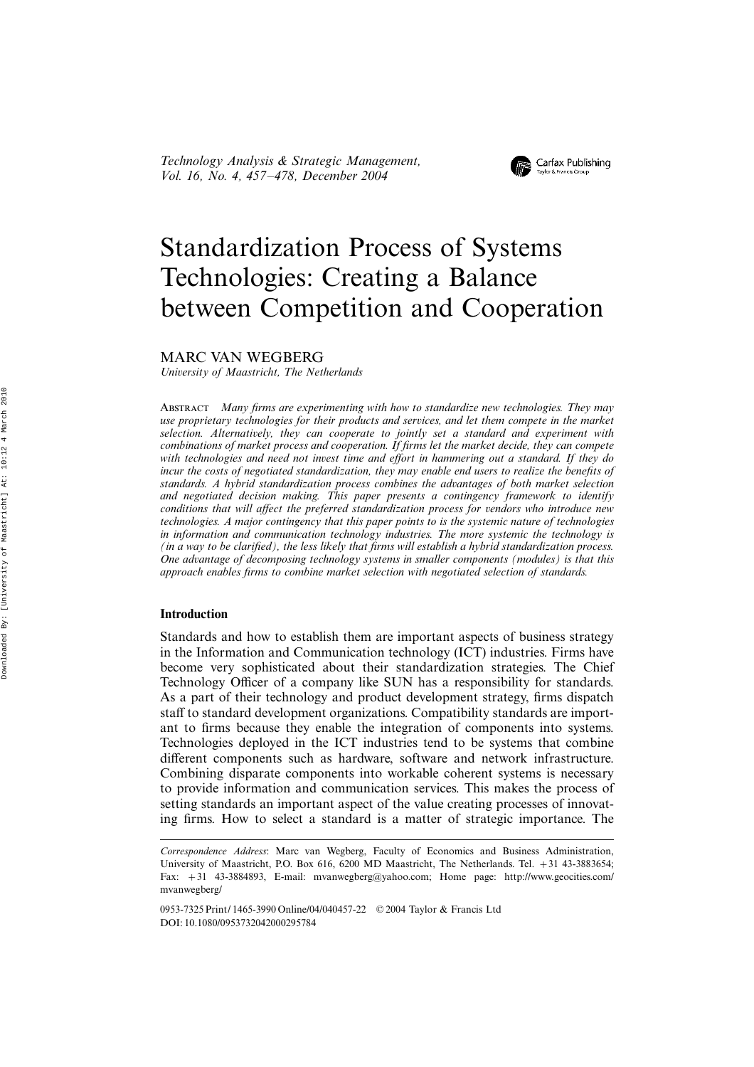# Standardization Process of Systems Technologies: Creating a Balance between Competition and Cooperation

MARC VAN WEGBERG

*University of Maastricht, The Netherlands*

ABSTRACT *Many firms are experimenting with how to standardize new technologies. They may use proprietary technologies for their products and services, and let them compete in the market selection. Alternatively, they can cooperate to jointly set a standard and experiment with combinations of market process and cooperation. If firms let the market decide, they can compete with technologies and need not invest time and effort in hammering out a standard. If they do incur the costs of negotiated standardization, they may enable end users to realize the benefits of standards. A hybrid standardization process combines the advantages of both market selection and negotiated decision making. This paper presents a contingency framework to identify conditions that will affect the preferred standardization process for vendors who introduce new technologies. A major contingency that this paper points to is the systemic nature of technologies in information and communication technology industries. The more systemic the technology is (in a way to be clarified), the less likely that firms will establish a hybrid standardization process. One advantage of decomposing technology systems in smaller components (modules) is that this approach enables firms to combine market selection with negotiated selection of standards.*

## Introduction

Standards and how to establish them are important aspects of business strategy in the Information and Communication technology (ICT) industries. Firms have become very sophisticated about their standardization strategies. The Chief Technology Officer of a company like SUN has a responsibility for standards. As a part of their technology and product development strategy, firms dispatch staff to standard development organizations. Compatibility standards are important to firms because they enable the integration of components into systems. Technologies deployed in the ICT industries tend to be systems that combine different components such as hardware, software and network infrastructure. Combining disparate components into workable coherent systems is necessary to provide information and communication services. This makes the process of setting standards an important aspect of the value creating processes of innovating firms. How to select a standard is a matter of strategic importance. The

---

*Correspondence Address*: Marc van Wegberg, Faculty of Economics and Business Administration, University of Maastricht, P.O. Box 616, 6200 MD Maastricht, The Netherlands. Tel. +31 43-3883654; Fax: +31 43-3884893, E-mail: mvanwegberg@yahoo.com; Home page: http://www.geocities.com/mvanwegberg/

0953-7325 Print/1465-3990 Online/04/040457-22 © 2004 Taylor & Francis Ltd
DOI: 10.1080/0953732042000295784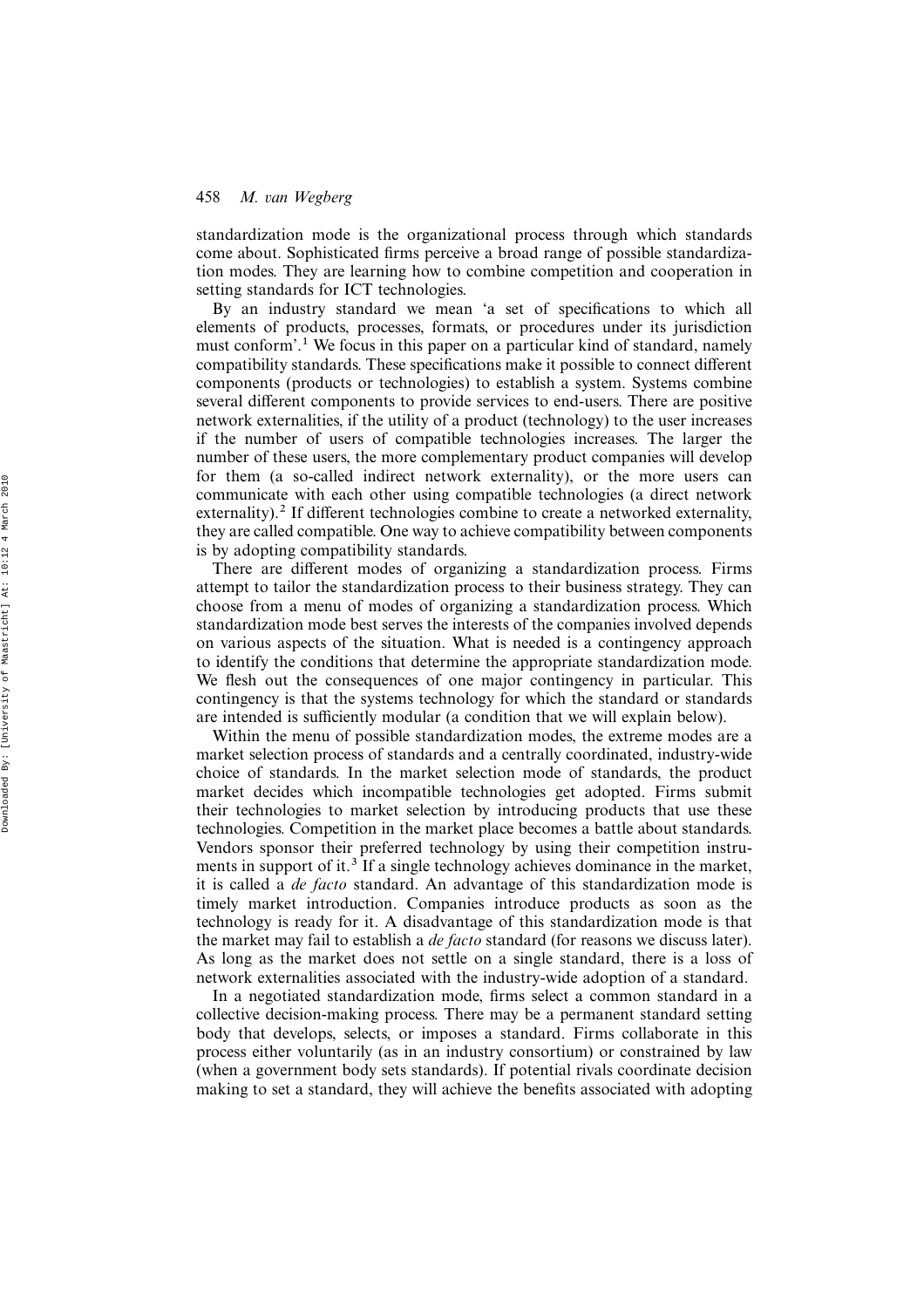standardization mode is the organizational process through which standards come about. Sophisticated firms perceive a broad range of possible standardization modes. They are learning how to combine competition and cooperation in setting standards for ICT technologies.

By an industry standard we mean 'a set of specifications to which all elements of products, processes, formats, or procedures under its jurisdiction must conform'.[1] We focus in this paper on a particular kind of standard, namely compatibility standards. These specifications make it possible to connect different components (products or technologies) to establish a system. Systems combine several different components to provide services to end-users. There are positive network externalities, if the utility of a product (technology) to the user increases if the number of users of compatible technologies increases. The larger the number of these users, the more complementary product companies will develop for them (a so-called indirect network externality), or the more users can communicate with each other using compatible technologies (a direct network externality).[2] If different technologies combine to create a networked externality, they are called compatible. One way to achieve compatibility between components is by adopting compatibility standards.

There are different modes of organizing a standardization process. Firms attempt to tailor the standardization process to their business strategy. They can choose from a menu of modes of organizing a standardization process. Which standardization mode best serves the interests of the companies involved depends on various aspects of the situation. What is needed is a contingency approach to identify the conditions that determine the appropriate standardization mode. We flesh out the consequences of one major contingency in particular. This contingency is that the systems technology for which the standard or standards are intended is sufficiently modular (a condition that we will explain below).

Within the menu of possible standardization modes, the extreme modes are a market selection process of standards and a centrally coordinated, industry-wide choice of standards. In the market selection mode of standards, the product market decides which incompatible technologies get adopted. Firms submit their technologies to market selection by introducing products that use these technologies. Competition in the market place becomes a battle about standards. Vendors sponsor their preferred technology by using their competition instruments in support of it.[3] If a single technology achieves dominance in the market, it is called a *de facto* standard. An advantage of this standardization mode is timely market introduction. Companies introduce products as soon as the technology is ready for it. A disadvantage of this standardization mode is that the market may fail to establish a *de facto* standard (for reasons we discuss later). As long as the market does not settle on a single standard, there is a loss of network externalities associated with the industry-wide adoption of a standard.

In a negotiated standardization mode, firms select a common standard in a collective decision-making process. There may be a permanent standard setting body that develops, selects, or imposes a standard. Firms collaborate in this process either voluntarily (as in an industry consortium) or constrained by law (when a government body sets standards). If potential rivals coordinate decision making to set a standard, they will achieve the benefits associated with adopting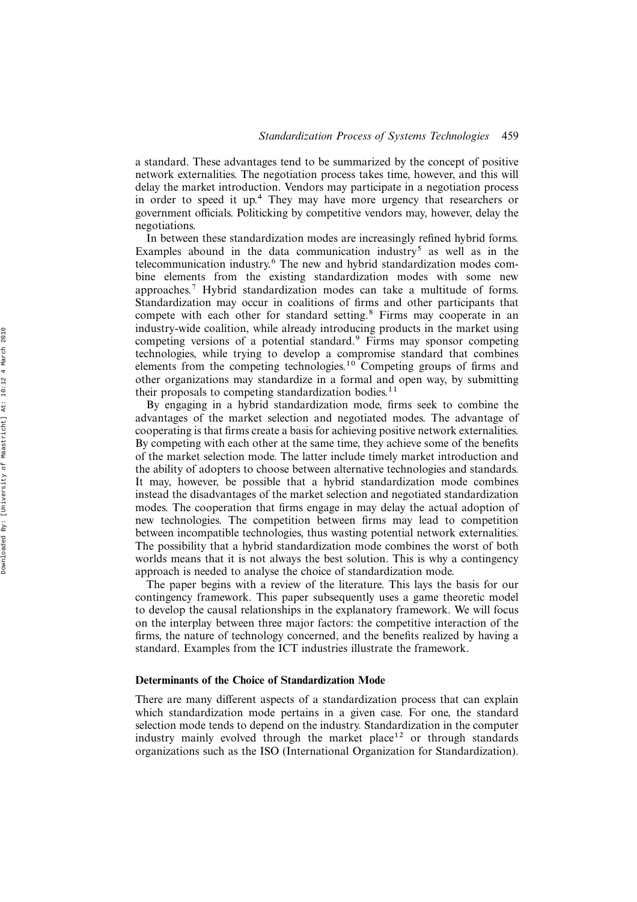a standard. These advantages tend to be summarized by the concept of positive network externalities. The negotiation process takes time, however, and this will delay the market introduction. Vendors may participate in a negotiation process in order to speed it up.[4] They may have more urgency that researchers or government officials. Politicking by competitive vendors may, however, delay the negotiations.

In between these standardization modes are increasingly refined hybrid forms. Examples abound in the data communication industry[5] as well as in the telecommunication industry.[6] The new and hybrid standardization modes combine elements from the existing standardization modes with some new approaches.[7] Hybrid standardization modes can take a multitude of forms. Standardization may occur in coalitions of firms and other participants that compete with each other for standard setting.[8] Firms may cooperate in an industry-wide coalition, while already introducing products in the market using competing versions of a potential standard.[9] Firms may sponsor competing technologies, while trying to develop a compromise standard that combines elements from the competing technologies.[10] Competing groups of firms and other organizations may standardize in a formal and open way, by submitting their proposals to competing standardization bodies.[11]

By engaging in a hybrid standardization mode, firms seek to combine the advantages of the market selection and negotiated modes. The advantage of cooperating is that firms create a basis for achieving positive network externalities. By competing with each other at the same time, they achieve some of the benefits of the market selection mode. The latter include timely market introduction and the ability of adopters to choose between alternative technologies and standards. It may, however, be possible that a hybrid standardization mode combines instead the disadvantages of the market selection and negotiated standardization modes. The cooperation that firms engage in may delay the actual adoption of new technologies. The competition between firms may lead to competition between incompatible technologies, thus wasting potential network externalities. The possibility that a hybrid standardization mode combines the worst of both worlds means that it is not always the best solution. This is why a contingency approach is needed to analyse the choice of standardization mode.

The paper begins with a review of the literature. This lays the basis for our contingency framework. This paper subsequently uses a game theoretic model to develop the causal relationships in the explanatory framework. We will focus on the interplay between three major factors: the competitive interaction of the firms, the nature of technology concerned, and the benefits realized by having a standard. Examples from the ICT industries illustrate the framework.

## Determinants of the Choice of Standardization Mode

There are many different aspects of a standardization process that can explain which standardization mode pertains in a given case. For one, the standard selection mode tends to depend on the industry. Standardization in the computer industry mainly evolved through the market place[12] or through standards organizations such as the ISO (International Organization for Standardization).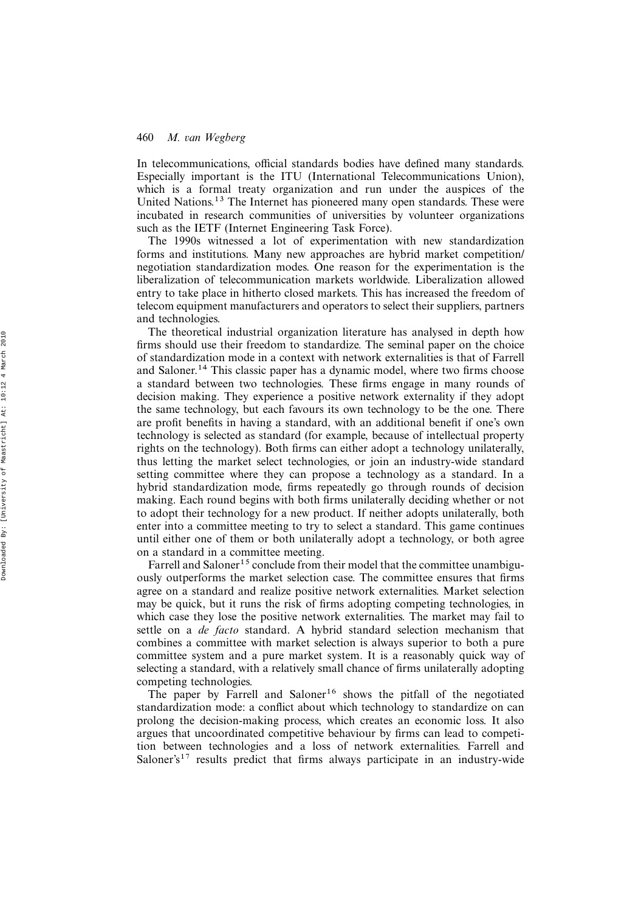In telecommunications, official standards bodies have defined many standards. Especially important is the ITU (International Telecommunications Union), which is a formal treaty organization and run under the auspices of the United Nations.[13] The Internet has pioneered many open standards. These were incubated in research communities of universities by volunteer organizations such as the IETF (Internet Engineering Task Force).

The 1990s witnessed a lot of experimentation with new standardization forms and institutions. Many new approaches are hybrid market competition/negotiation standardization modes. One reason for the experimentation is the liberalization of telecommunication markets worldwide. Liberalization allowed entry to take place in hitherto closed markets. This has increased the freedom of telecom equipment manufacturers and operators to select their suppliers, partners and technologies.

The theoretical industrial organization literature has analysed in depth how firms should use their freedom to standardize. The seminal paper on the choice of standardization mode in a context with network externalities is that of Farrell and Saloner.[14] This classic paper has a dynamic model, where two firms choose a standard between two technologies. These firms engage in many rounds of decision making. They experience a positive network externality if they adopt the same technology, but each favours its own technology to be the one. There are profit benefits in having a standard, with an additional benefit if one's own technology is selected as standard (for example, because of intellectual property rights on the technology). Both firms can either adopt a technology unilaterally, thus letting the market select technologies, or join an industry-wide standard setting committee where they can propose a technology as a standard. In a hybrid standardization mode, firms repeatedly go through rounds of decision making. Each round begins with both firms unilaterally deciding whether or not to adopt their technology for a new product. If neither adopts unilaterally, both enter into a committee meeting to try to select a standard. This game continues until either one of them or both unilaterally adopt a technology, or both agree on a standard in a committee meeting.

Farrell and Saloner[15] conclude from their model that the committee unambiguously outperforms the market selection case. The committee ensures that firms agree on a standard and realize positive network externalities. Market selection may be quick, but it runs the risk of firms adopting competing technologies, in which case they lose the positive network externalities. The market may fail to settle on a *de facto* standard. A hybrid standard selection mechanism that combines a committee with market selection is always superior to both a pure committee system and a pure market system. It is a reasonably quick way of selecting a standard, with a relatively small chance of firms unilaterally adopting competing technologies.

The paper by Farrell and Saloner[16] shows the pitfall of the negotiated standardization mode: a conflict about which technology to standardize on can prolong the decision-making process, which creates an economic loss. It also argues that uncoordinated competitive behaviour by firms can lead to competition between technologies and a loss of network externalities. Farrell and Saloner's[17] results predict that firms always participate in an industry-wide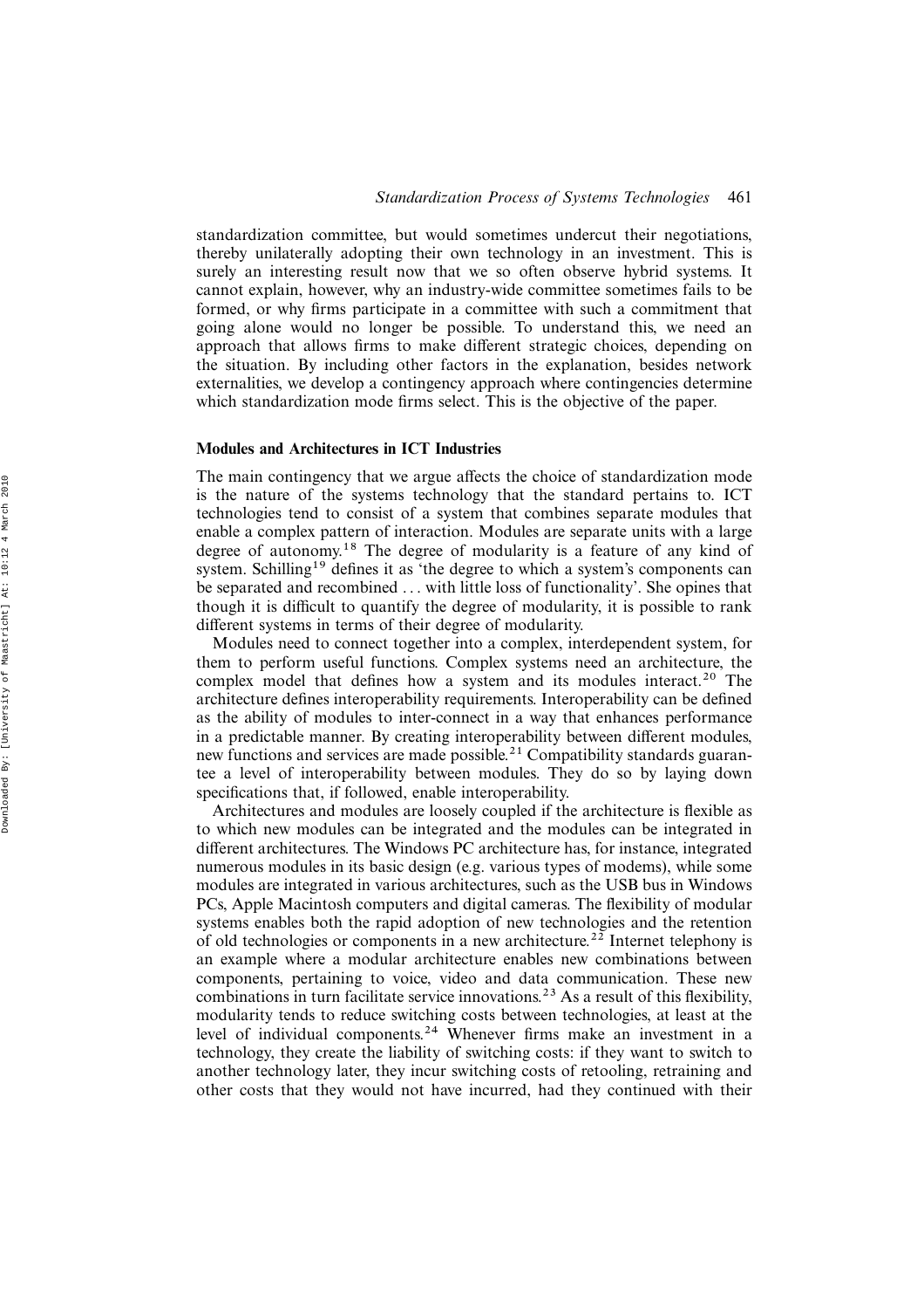standardization committee, but would sometimes undercut their negotiations, thereby unilaterally adopting their own technology in an investment. This is surely an interesting result now that we so often observe hybrid systems. It cannot explain, however, why an industry-wide committee sometimes fails to be formed, or why firms participate in a committee with such a commitment that going alone would no longer be possible. To understand this, we need an approach that allows firms to make different strategic choices, depending on the situation. By including other factors in the explanation, besides network externalities, we develop a contingency approach where contingencies determine which standardization mode firms select. This is the objective of the paper.

## Modules and Architectures in ICT Industries

The main contingency that we argue affects the choice of standardization mode is the nature of the systems technology that the standard pertains to. ICT technologies tend to consist of a system that combines separate modules that enable a complex pattern of interaction. Modules are separate units with a large degree of autonomy.[18] The degree of modularity is a feature of any kind of system. Schilling[19] defines it as 'the degree to which a system's components can be separated and recombined ... with little loss of functionality'. She opines that though it is difficult to quantify the degree of modularity, it is possible to rank different systems in terms of their degree of modularity.

Modules need to connect together into a complex, interdependent system, for them to perform useful functions. Complex systems need an architecture, the complex model that defines how a system and its modules interact.[20] The architecture defines interoperability requirements. Interoperability can be defined as the ability of modules to inter-connect in a way that enhances performance in a predictable manner. By creating interoperability between different modules, new functions and services are made possible.[21] Compatibility standards guarantee a level of interoperability between modules. They do so by laying down specifications that, if followed, enable interoperability.

Architectures and modules are loosely coupled if the architecture is flexible as to which new modules can be integrated and the modules can be integrated in different architectures. The Windows PC architecture has, for instance, integrated numerous modules in its basic design (e.g. various types of modems), while some modules are integrated in various architectures, such as the USB bus in Windows PCs, Apple Macintosh computers and digital cameras. The flexibility of modular systems enables both the rapid adoption of new technologies and the retention of old technologies or components in a new architecture.[22] Internet telephony is an example where a modular architecture enables new combinations between components, pertaining to voice, video and data communication. These new combinations in turn facilitate service innovations.[23] As a result of this flexibility, modularity tends to reduce switching costs between technologies, at least at the level of individual components.[24] Whenever firms make an investment in a technology, they create the liability of switching costs: if they want to switch to another technology later, they incur switching costs of retooling, retraining and other costs that they would not have incurred, had they continued with their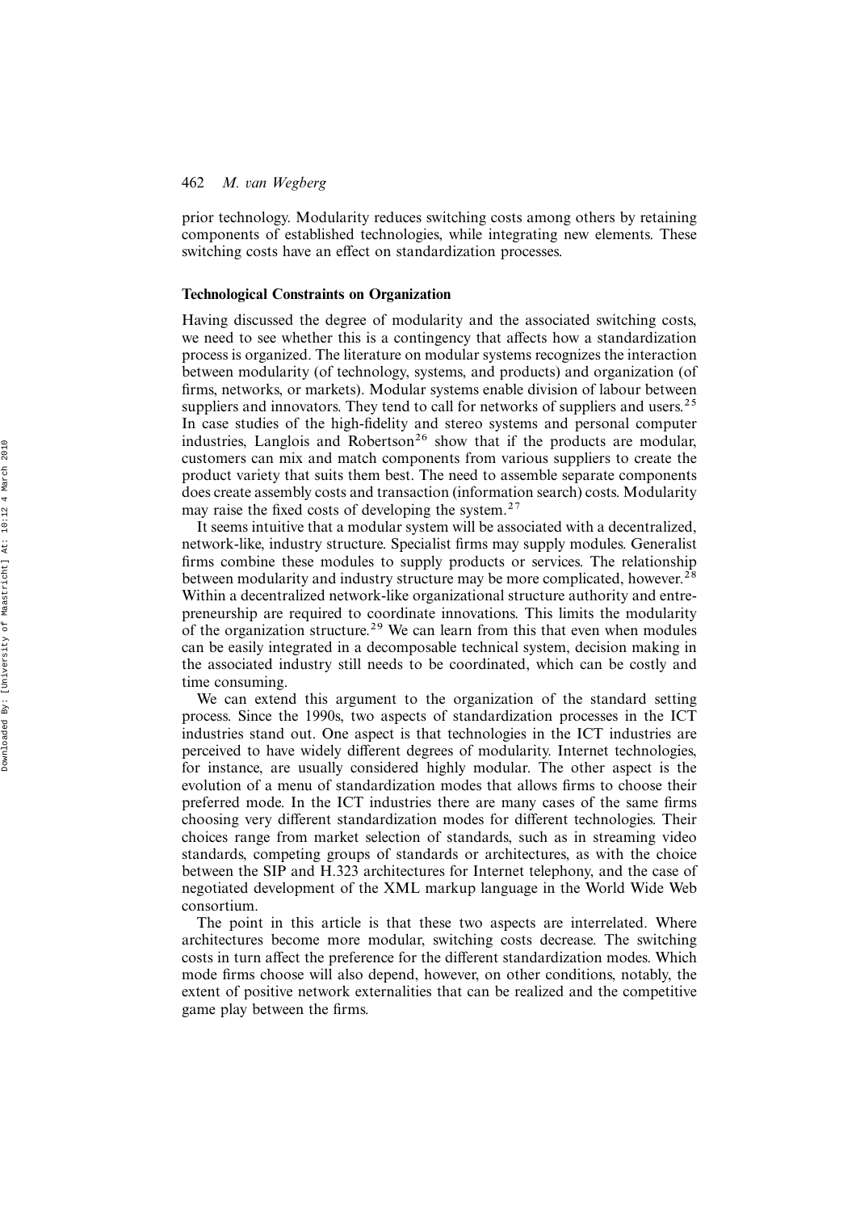prior technology. Modularity reduces switching costs among others by retaining components of established technologies, while integrating new elements. These switching costs have an effect on standardization processes.

### Technological Constraints on Organization

Having discussed the degree of modularity and the associated switching costs, we need to see whether this is a contingency that affects how a standardization process is organized. The literature on modular systems recognizes the interaction between modularity (of technology, systems, and products) and organization (of firms, networks, or markets). Modular systems enable division of labour between suppliers and innovators. They tend to call for networks of suppliers and users.[25] In case studies of the high-fidelity and stereo systems and personal computer industries, Langlois and Robertson[26] show that if the products are modular, customers can mix and match components from various suppliers to create the product variety that suits them best. The need to assemble separate components does create assembly costs and transaction (information search) costs. Modularity may raise the fixed costs of developing the system.[27]

It seems intuitive that a modular system will be associated with a decentralized, network-like, industry structure. Specialist firms may supply modules. Generalist firms combine these modules to supply products or services. The relationship between modularity and industry structure may be more complicated, however.[28] Within a decentralized network-like organizational structure authority and entrepreneurship are required to coordinate innovations. This limits the modularity of the organization structure.[29] We can learn from this that even when modules can be easily integrated in a decomposable technical system, decision making in the associated industry still needs to be coordinated, which can be costly and time consuming.

We can extend this argument to the organization of the standard setting process. Since the 1990s, two aspects of standardization processes in the ICT industries stand out. One aspect is that technologies in the ICT industries are perceived to have widely different degrees of modularity. Internet technologies, for instance, are usually considered highly modular. The other aspect is the evolution of a menu of standardization modes that allows firms to choose their preferred mode. In the ICT industries there are many cases of the same firms choosing very different standardization modes for different technologies. Their choices range from market selection of standards, such as in streaming video standards, competing groups of standards or architectures, as with the choice between the SIP and H.323 architectures for Internet telephony, and the case of negotiated development of the XML markup language in the World Wide Web consortium.

The point in this article is that these two aspects are interrelated. Where architectures become more modular, switching costs decrease. The switching costs in turn affect the preference for the different standardization modes. Which mode firms choose will also depend, however, on other conditions, notably, the extent of positive network externalities that can be realized and the competitive game play between the firms.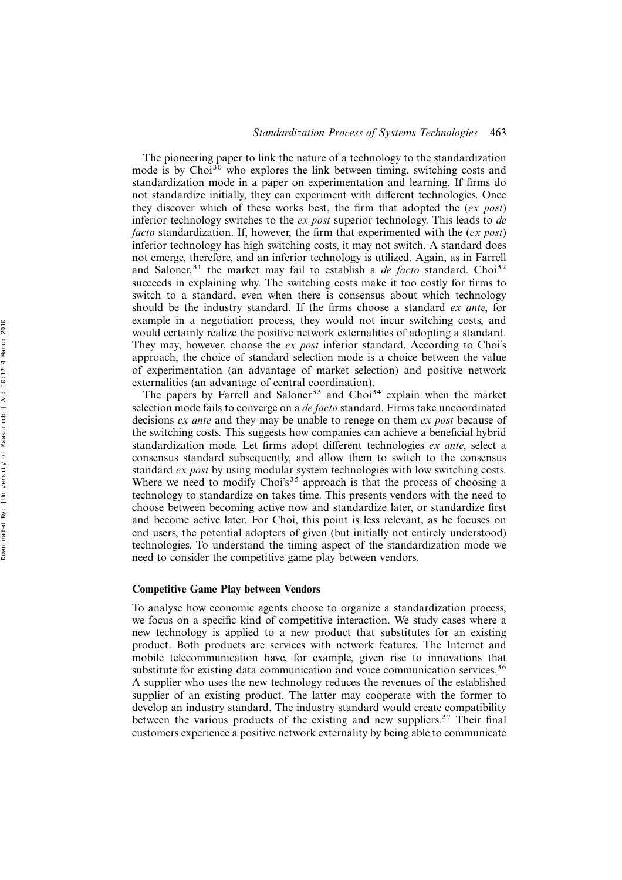The pioneering paper to link the nature of a technology to the standardization mode is by Choi[30] who explores the link between timing, switching costs and standardization mode in a paper on experimentation and learning. If firms do not standardize initially, they can experiment with different technologies. Once they discover which of these works best, the firm that adopted the (*ex post*) inferior technology switches to the *ex post* superior technology. This leads to *de facto* standardization. If, however, the firm that experimented with the (*ex post*) inferior technology has high switching costs, it may not switch. A standard does not emerge, therefore, and an inferior technology is utilized. Again, as in Farrell and Saloner,[31] the market may fail to establish a *de facto* standard. Choi[32] succeeds in explaining why. The switching costs make it too costly for firms to switch to a standard, even when there is consensus about which technology should be the industry standard. If the firms choose a standard *ex ante*, for example in a negotiation process, they would not incur switching costs, and would certainly realize the positive network externalities of adopting a standard. They may, however, choose the *ex post* inferior standard. According to Choi's approach, the choice of standard selection mode is a choice between the value of experimentation (an advantage of market selection) and positive network externalities (an advantage of central coordination).

The papers by Farrell and Saloner[33] and Choi[34] explain when the market selection mode fails to converge on a *de facto* standard. Firms take uncoordinated decisions *ex ante* and they may be unable to renege on them *ex post* because of the switching costs. This suggests how companies can achieve a beneficial hybrid standardization mode. Let firms adopt different technologies *ex ante*, select a consensus standard subsequently, and allow them to switch to the consensus standard *ex post* by using modular system technologies with low switching costs. Where we need to modify Choi's[35] approach is that the process of choosing a technology to standardize on takes time. This presents vendors with the need to choose between becoming active now and standardize later, or standardize first and become active later. For Choi, this point is less relevant, as he focuses on end users, the potential adopters of given (but initially not entirely understood) technologies. To understand the timing aspect of the standardization mode we need to consider the competitive game play between vendors.

### Competitive Game Play between Vendors

To analyse how economic agents choose to organize a standardization process, we focus on a specific kind of competitive interaction. We study cases where a new technology is applied to a new product that substitutes for an existing product. Both products are services with network features. The Internet and mobile telecommunication have, for example, given rise to innovations that substitute for existing data communication and voice communication services.[36] A supplier who uses the new technology reduces the revenues of the established supplier of an existing product. The latter may cooperate with the former to develop an industry standard. The industry standard would create compatibility between the various products of the existing and new suppliers.[37] Their final customers experience a positive network externality by being able to communicate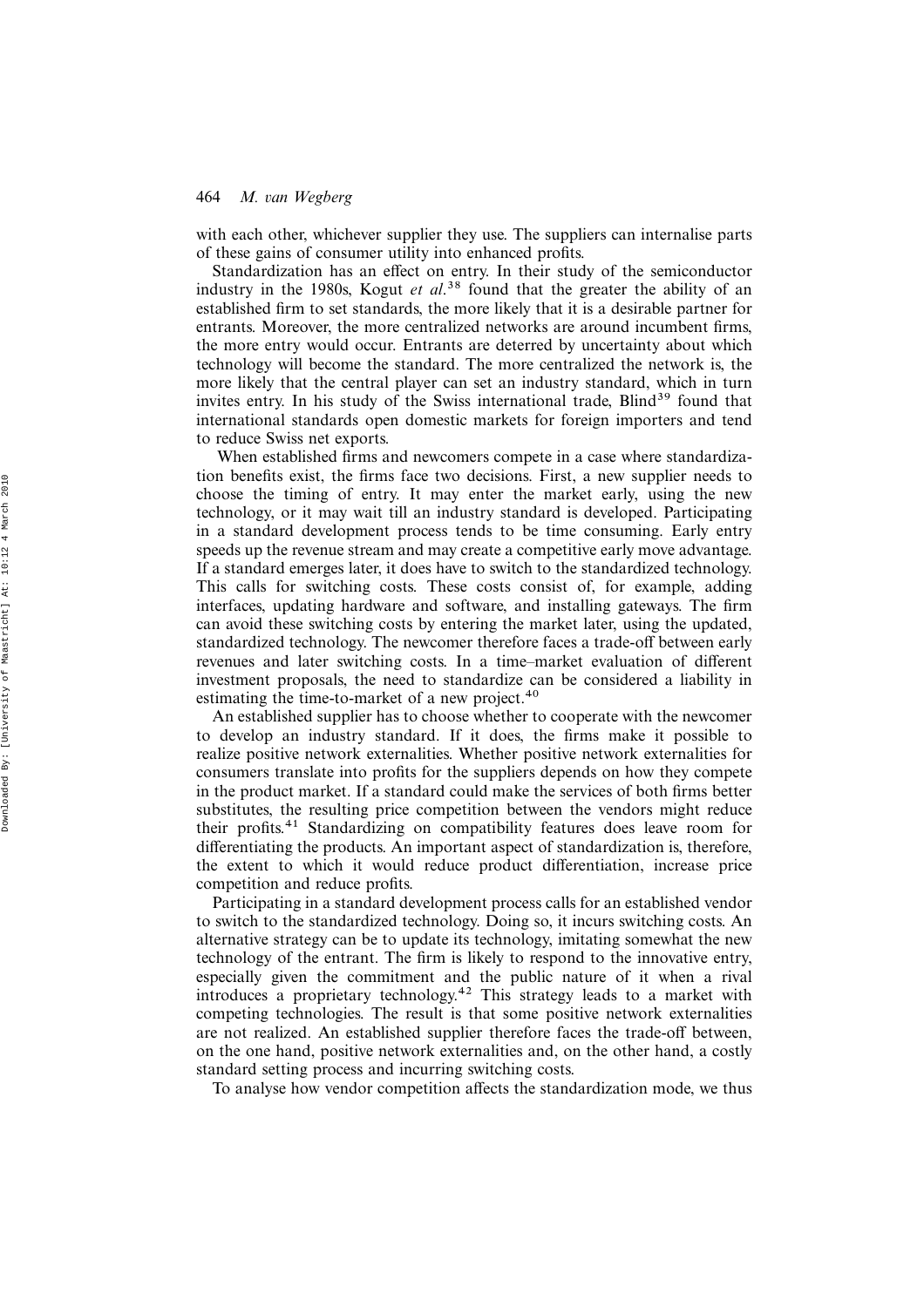with each other, whichever supplier they use. The suppliers can internalise parts of these gains of consumer utility into enhanced profits.

Standardization has an effect on entry. In their study of the semiconductor industry in the 1980s, Kogut *et al.*[38] found that the greater the ability of an established firm to set standards, the more likely that it is a desirable partner for entrants. Moreover, the more centralized networks are around incumbent firms, the more entry would occur. Entrants are deterred by uncertainty about which technology will become the standard. The more centralized the network is, the more likely that the central player can set an industry standard, which in turn invites entry. In his study of the Swiss international trade, Blind[39] found that international standards open domestic markets for foreign importers and tend to reduce Swiss net exports.

When established firms and newcomers compete in a case where standardization benefits exist, the firms face two decisions. First, a new supplier needs to choose the timing of entry. It may enter the market early, using the new technology, or it may wait till an industry standard is developed. Participating in a standard development process tends to be time consuming. Early entry speeds up the revenue stream and may create a competitive early move advantage. If a standard emerges later, it does have to switch to the standardized technology. This calls for switching costs. These costs consist of, for example, adding interfaces, updating hardware and software, and installing gateways. The firm can avoid these switching costs by entering the market later, using the updated, standardized technology. The newcomer therefore faces a trade-off between early revenues and later switching costs. In a time–market evaluation of different investment proposals, the need to standardize can be considered a liability in estimating the time-to-market of a new project.[40]

An established supplier has to choose whether to cooperate with the newcomer to develop an industry standard. If it does, the firms make it possible to realize positive network externalities. Whether positive network externalities for consumers translate into profits for the suppliers depends on how they compete in the product market. If a standard could make the services of both firms better substitutes, the resulting price competition between the vendors might reduce their profits.[41] Standardizing on compatibility features does leave room for differentiating the products. An important aspect of standardization is, therefore, the extent to which it would reduce product differentiation, increase price competition and reduce profits.

Participating in a standard development process calls for an established vendor to switch to the standardized technology. Doing so, it incurs switching costs. An alternative strategy can be to update its technology, imitating somewhat the new technology of the entrant. The firm is likely to respond to the innovative entry, especially given the commitment and the public nature of it when a rival introduces a proprietary technology.[42] This strategy leads to a market with competing technologies. The result is that some positive network externalities are not realized. An established supplier therefore faces the trade-off between, on the one hand, positive network externalities and, on the other hand, a costly standard setting process and incurring switching costs.

To analyse how vendor competition affects the standardization mode, we thus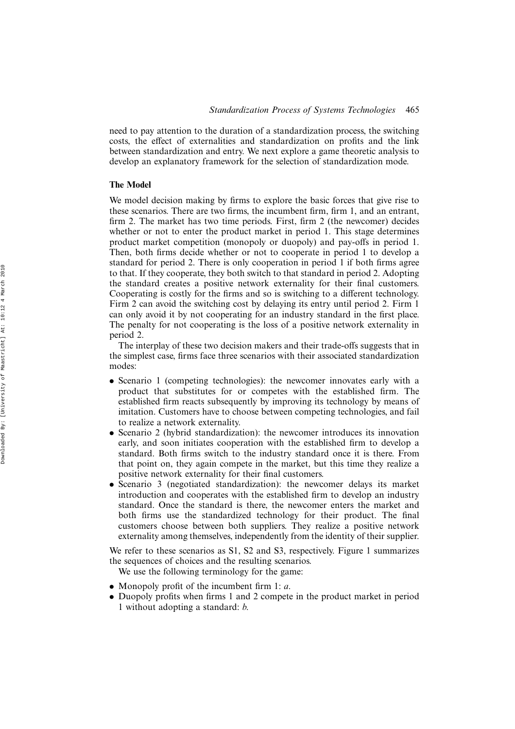need to pay attention to the duration of a standardization process, the switching costs, the effect of externalities and standardization on profits and the link between standardization and entry. We next explore a game theoretic analysis to develop an explanatory framework for the selection of standardization mode.

### The Model

We model decision making by firms to explore the basic forces that give rise to these scenarios. There are two firms, the incumbent firm, firm 1, and an entrant, firm 2. The market has two time periods. First, firm 2 (the newcomer) decides whether or not to enter the product market in period 1. This stage determines product market competition (monopoly or duopoly) and pay-offs in period 1. Then, both firms decide whether or not to cooperate in period 1 to develop a standard for period 2. There is only cooperation in period 1 if both firms agree to that. If they cooperate, they both switch to that standard in period 2. Adopting the standard creates a positive network externality for their final customers. Cooperating is costly for the firms and so is switching to a different technology. Firm 2 can avoid the switching cost by delaying its entry until period 2. Firm 1 can only avoid it by not cooperating for an industry standard in the first place. The penalty for not cooperating is the loss of a positive network externality in period 2.

The interplay of these two decision makers and their trade-offs suggests that in the simplest case, firms face three scenarios with their associated standardization modes:

- Scenario 1 (competing technologies): the newcomer innovates early with a product that substitutes for or competes with the established firm. The established firm reacts subsequently by improving its technology by means of imitation. Customers have to choose between competing technologies, and fail to realize a network externality.
- Scenario 2 (hybrid standardization): the newcomer introduces its innovation early, and soon initiates cooperation with the established firm to develop a standard. Both firms switch to the industry standard once it is there. From that point on, they again compete in the market, but this time they realize a positive network externality for their final customers.
- Scenario 3 (negotiated standardization): the newcomer delays its market introduction and cooperates with the established firm to develop an industry standard. Once the standard is there, the newcomer enters the market and both firms use the standardized technology for their product. The final customers choose between both suppliers. They realize a positive network externality among themselves, independently from the identity of their supplier.

We refer to these scenarios as S1, S2 and S3, respectively. Figure 1 summarizes the sequences of choices and the resulting scenarios.

We use the following terminology for the game:

- Monopoly profit of the incumbent firm 1: $a$.
- Duopoly profits when firms 1 and 2 compete in the product market in period 1 without adopting a standard: $b$.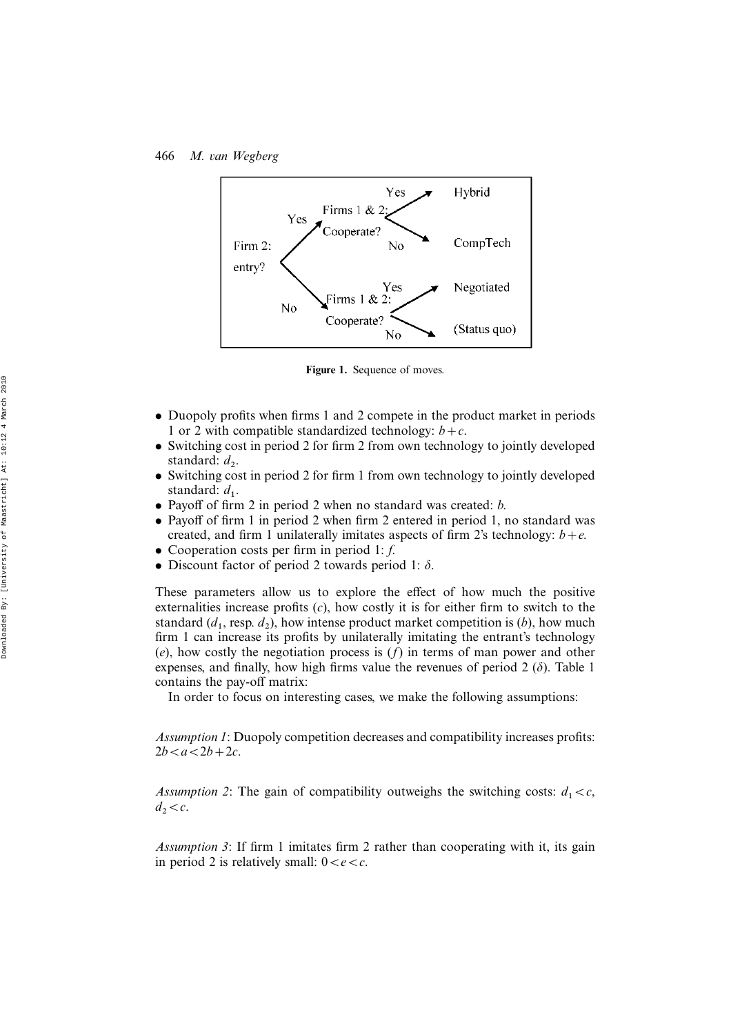Figure 1. Sequence of moves.

- Duopoly profits when firms 1 and 2 compete in the product market in periods 1 or 2 with compatible standardized technology: $b+c$.
- Switching cost in period 2 for firm 2 from own technology to jointly developed standard: $d_2$.
- Switching cost in period 2 for firm 1 from own technology to jointly developed standard: $d_1$.
- Payoff of firm 2 in period 2 when no standard was created: $b$.
- Payoff of firm 1 in period 2 when firm 2 entered in period 1, no standard was created, and firm 1 unilaterally imitates aspects of firm 2's technology: $b+e$.
- Cooperation costs per firm in period 1: $f$.
- Discount factor of period 2 towards period 1: $\delta$.

These parameters allow us to explore the effect of how much the positive externalities increase profits ($c$), how costly it is for either firm to switch to the standard ($d_1$, resp. $d_2$), how intense product market competition is ($b$), how much firm 1 can increase its profits by unilaterally imitating the entrant's technology ($e$), how costly the negotiation process is ($f$) in terms of man power and other expenses, and finally, how high firms value the revenues of period 2 ($\delta$). Table 1 contains the pay-off matrix:

In order to focus on interesting cases, we make the following assumptions:

*Assumption 1*: Duopoly competition decreases and compatibility increases profits: $2b < a < 2b+2c$.

*Assumption 2*: The gain of compatibility outweighs the switching costs: $d_1 < c$, $d_2 < c$.

*Assumption 3*: If firm 1 imitates firm 2 rather than cooperating with it, its gain in period 2 is relatively small: $0 < e < c$.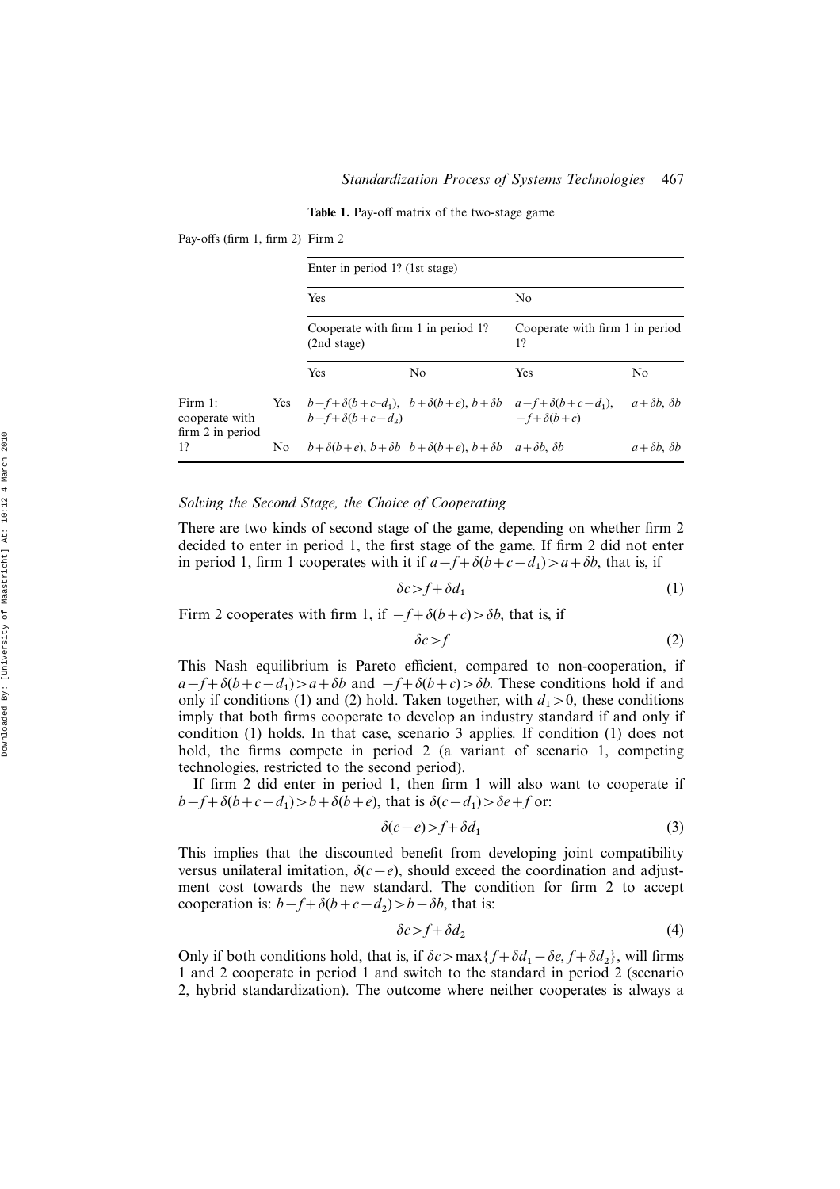**Table 1.** Pay-off matrix of the two-stage game

| Pay-offs (firm 1, firm 2) | | Firm 2 | | | |
|---|---|---|---|---|---|
| | | Enter in period 1? (1st stage) | | | |
| | | Yes | | No | |
| | | Cooperate with firm 1 in period 1? (2nd stage) | | Cooperate with firm 1 in period 1? | |
| | | Yes | No | Yes | No |
| Firm 1: cooperate with firm 2 in period 1? | Yes | $b-f+\delta(b+c-d_1)$, $b-f+\delta(b+c-d_2)$ | $b+\delta(b+e)$, $b+\delta b$ | $a-f+\delta(b+c-d_1)$, $-f+\delta(b+c)$ | $a+\delta b$, $\delta b$ |
| | No | $b+\delta(b+e)$, $b+\delta b$ | $b+\delta(b+e)$, $b+\delta b$ | $a+\delta b$, $\delta b$ | $a+\delta b$, $\delta b$ |

### *Solving the Second Stage, the Choice of Cooperating*

There are two kinds of second stage of the game, depending on whether firm 2 decided to enter in period 1, the first stage of the game. If firm 2 did not enter in period 1, firm 1 cooperates with it if $a-f+\delta(b+c-d_1)>a+\delta b$, that is, if

$$\delta c > f + \delta d_1 \tag{1}$$

Firm 2 cooperates with firm 1, if $-f+\delta(b+c)>\delta b$, that is, if

$$\delta c > f \tag{2}$$

This Nash equilibrium is Pareto efficient, compared to non-cooperation, if $a-f+\delta(b+c-d_1)>a+\delta b$ and $-f+\delta(b+c)>\delta b$. These conditions hold if and only if conditions (1) and (2) hold. Taken together, with $d_1>0$, these conditions imply that both firms cooperate to develop an industry standard if and only if condition (1) holds. In that case, scenario 3 applies. If condition (1) does not hold, the firms compete in period 2 (a variant of scenario 1, competing technologies, restricted to the second period).

If firm 2 did enter in period 1, then firm 1 will also want to cooperate if $b-f+\delta(b+c-d_1)>b+\delta(b+e)$, that is $\delta(c-d_1)>\delta e+f$ or:

$$\delta(c-e) > f + \delta d_1 \tag{3}$$

This implies that the discounted benefit from developing joint compatibility versus unilateral imitation, $\delta(c-e)$, should exceed the coordination and adjustment cost towards the new standard. The condition for firm 2 to accept cooperation is: $b-f+\delta(b+c-d_2)>b+\delta b$, that is:

$$\delta c > f + \delta d_2 \tag{4}$$

Only if both conditions hold, that is, if $\delta c > \max\{f+\delta d_1+\delta e, f+\delta d_2\}$, will firms 1 and 2 cooperate in period 1 and switch to the standard in period 2 (scenario 2, hybrid standardization). The outcome where neither cooperates is always a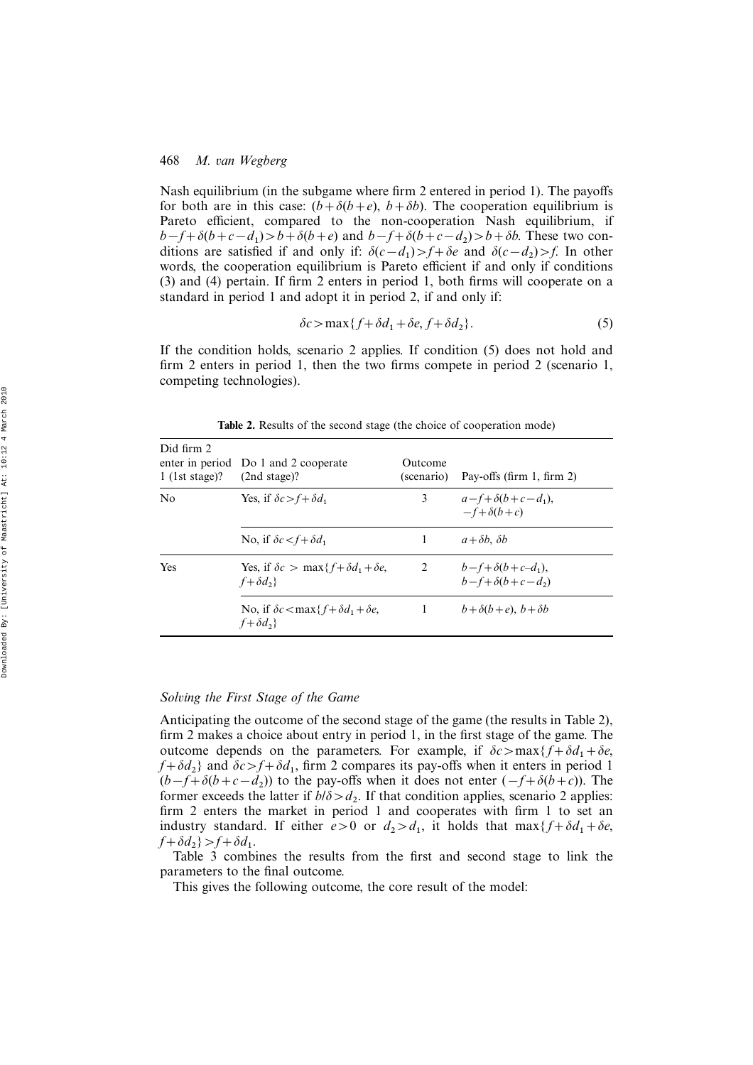Nash equilibrium (in the subgame where firm 2 entered in period 1). The payoffs for both are in this case: $(b+\delta(b+e),\ b+\delta b)$. The cooperation equilibrium is Pareto efficient, compared to the non-cooperation Nash equilibrium, if $b-f+\delta(b+c-d_1)>b+\delta(b+e)$ and $b-f+\delta(b+c-d_2)>b+\delta b$. These two conditions are satisfied if and only if: $\delta(c-d_1)>f+\delta e$ and $\delta(c-d_2)>f$. In other words, the cooperation equilibrium is Pareto efficient if and only if conditions (3) and (4) pertain. If firm 2 enters in period 1, both firms will cooperate on a standard in period 1 and adopt it in period 2, if and only if:

$$\delta c > \max\{f+\delta d_1+\delta e,\ f+\delta d_2\}. \tag{5}$$

If the condition holds, scenario 2 applies. If condition (5) does not hold and firm 2 enters in period 1, then the two firms compete in period 2 (scenario 1, competing technologies).

**Table 2.** Results of the second stage (the choice of cooperation mode)

| Did firm 2 enter in period 1 (1st stage)? | Do 1 and 2 cooperate (2nd stage)? | Outcome (scenario) | Pay-offs (firm 1, firm 2) |
|---|---|---|---|
| No | Yes, if $\delta c > f+\delta d_1$ | 3 | $a-f+\delta(b+c-d_1)$, $-f+\delta(b+c)$ |
| | No, if $\delta c < f+\delta d_1$ | 1 | $a+\delta b$, $\delta b$ |
| Yes | Yes, if $\delta c > \max\{f+\delta d_1+\delta e,\ f+\delta d_2\}$ | 2 | $b-f+\delta(b+c-d_1)$, $b-f+\delta(b+c-d_2)$ |
| | No, if $\delta c < \max\{f+\delta d_1+\delta e,\ f+\delta d_2\}$ | 1 | $b+\delta(b+e)$, $b+\delta b$ |

### *Solving the First Stage of the Game*

Anticipating the outcome of the second stage of the game (the results in Table 2), firm 2 makes a choice about entry in period 1, in the first stage of the game. The outcome depends on the parameters. For example, if $\delta c>\max\{f+\delta d_1+\delta e,\ f+\delta d_2\}$ and $\delta c>f+\delta d_1$, firm 2 compares its pay-offs when it enters in period 1 $(b-f+\delta(b+c-d_2))$ to the pay-offs when it does not enter $(-f+\delta(b+c))$. The former exceeds the latter if $b/\delta>d_2$. If that condition applies, scenario 2 applies: firm 2 enters the market in period 1 and cooperates with firm 1 to set an industry standard. If either $e>0$ or $d_2>d_1$, it holds that $\max\{f+\delta d_1+\delta e,\ f+\delta d_2\}>f+\delta d_1$.

Table 3 combines the results from the first and second stage to link the parameters to the final outcome.

This gives the following outcome, the core result of the model: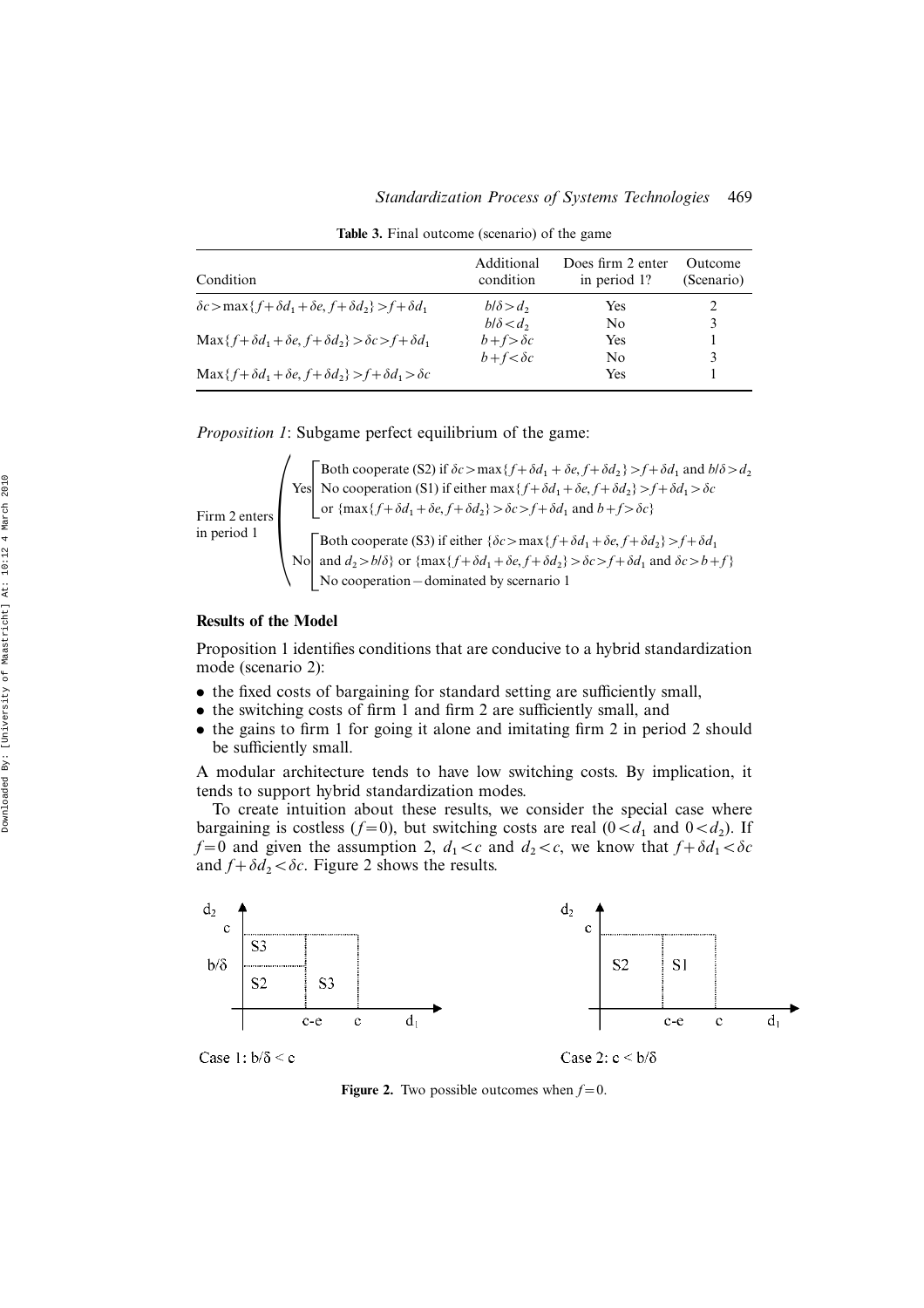**Table 3.** Final outcome (scenario) of the game

| Condition | Additional condition | Does firm 2 enter in period 1? | Outcome (Scenario) |
|---|---|---|---|
| $\delta c > \max\{f+\delta d_1+\delta e, f+\delta d_2\} > f+\delta d_1$ | $b/\delta > d_2$ | Yes | 2 |
| | $b/\delta < d_2$ | No | 3 |
| $\mathrm{Max}\{f+\delta d_1+\delta e, f+\delta d_2\} > \delta c > f+\delta d_1$ | $b+f > \delta c$ | Yes | 1 |
| | $b+f < \delta c$ | No | 3 |
| $\mathrm{Max}\{f+\delta d_1+\delta e, f+\delta d_2\} > f+\delta d_1 > \delta c$ | | Yes | 1 |

*Proposition 1*: Subgame perfect equilibrium of the game:

Firm 2 enters in period 1

- **Yes**
  - Both cooperate (S2) if $\delta c > \max\{f+\delta d_1+\delta e, f+\delta d_2\} > f+\delta d_1$ and $b/\delta > d_2$
  - No cooperation (S1) if either $\max\{f+\delta d_1+\delta e, f+\delta d_2\} > f+\delta d_1 > \delta c$ or $\{\max\{f+\delta d_1+\delta e, f+\delta d_2\} > \delta c > f+\delta d_1$ and $b+f > \delta c\}$
- **No**
  - Both cooperate (S3) if either $\{\delta c > \max\{f+\delta d_1+\delta e, f+\delta d_2\} > f+\delta d_1$ and $d_2 > b/\delta\}$ or $\{\max\{f+\delta d_1+\delta e, f+\delta d_2\} > \delta c > f+\delta d_1$ and $\delta c > b+f\}$
  - No cooperation – dominated by scernario 1

### Results of the Model

Proposition 1 identifies conditions that are conducive to a hybrid standardization mode (scenario 2):

- the fixed costs of bargaining for standard setting are sufficiently small,
- the switching costs of firm 1 and firm 2 are sufficiently small, and
- the gains to firm 1 for going it alone and imitating firm 2 in period 2 should be sufficiently small.

A modular architecture tends to have low switching costs. By implication, it tends to support hybrid standardization modes.

To create intuition about these results, we consider the special case where bargaining is costless ($f=0$), but switching costs are real ($0<d_1$ and $0<d_2$). If $f=0$ and given the assumption 2, $d_1<c$ and $d_2<c$, we know that $f+\delta d_1<\delta c$ and $f+\delta d_2<\delta c$. Figure 2 shows the results.

Case 1: $b/\delta < c$

Case 2: $c < b/\delta$

**Figure 2.** Two possible outcomes when $f=0$.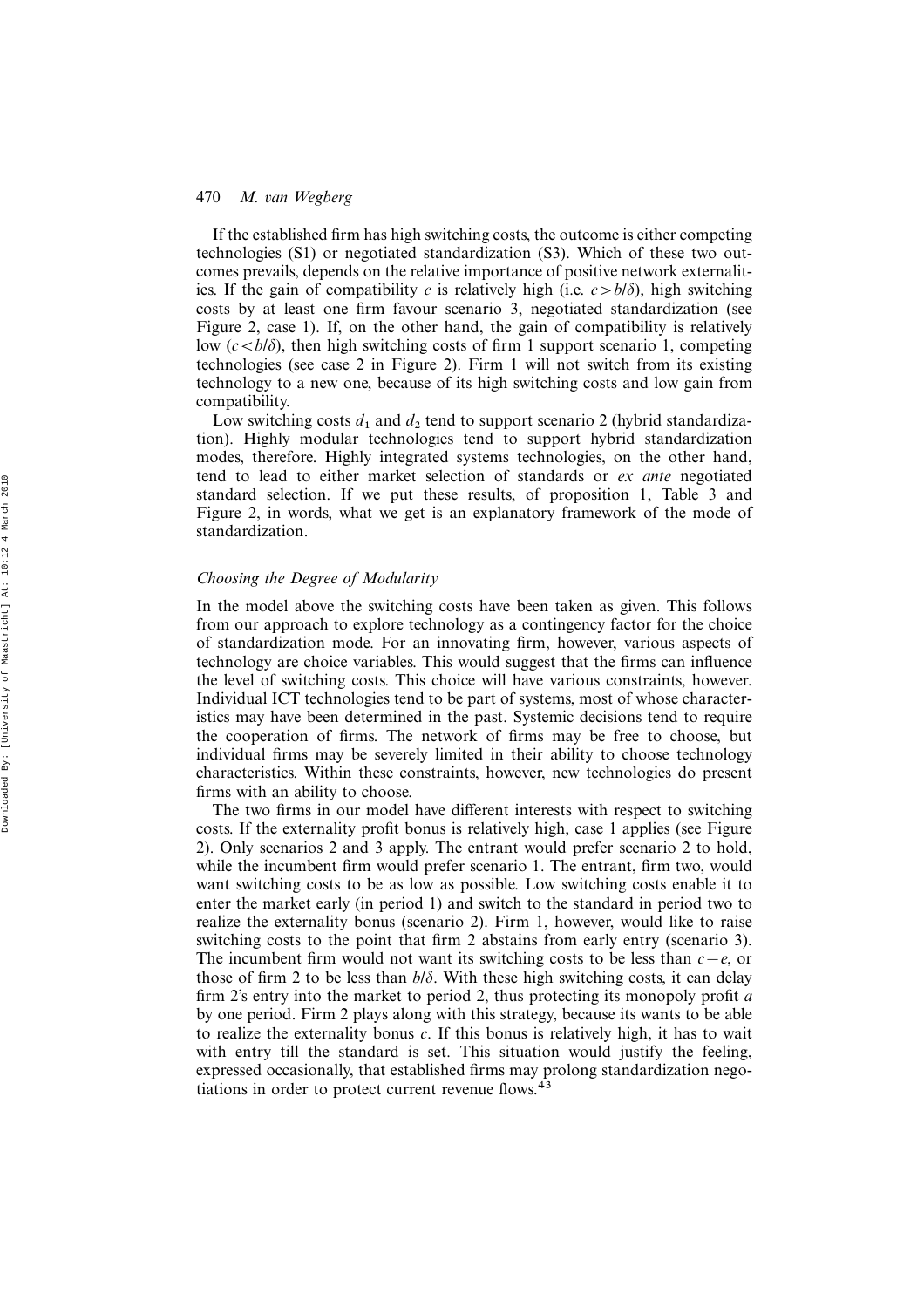If the established firm has high switching costs, the outcome is either competing technologies (S1) or negotiated standardization (S3). Which of these two outcomes prevails, depends on the relative importance of positive network externalities. If the gain of compatibility $c$ is relatively high (i.e. $c > b/\delta$), high switching costs by at least one firm favour scenario 3, negotiated standardization (see Figure 2, case 1). If, on the other hand, the gain of compatibility is relatively low ($c < b/\delta$), then high switching costs of firm 1 support scenario 1, competing technologies (see case 2 in Figure 2). Firm 1 will not switch from its existing technology to a new one, because of its high switching costs and low gain from compatibility.

Low switching costs $d_1$ and $d_2$ tend to support scenario 2 (hybrid standardization). Highly modular technologies tend to support hybrid standardization modes, therefore. Highly integrated systems technologies, on the other hand, tend to lead to either market selection of standards or *ex ante* negotiated standard selection. If we put these results, of proposition 1, Table 3 and Figure 2, in words, what we get is an explanatory framework of the mode of standardization.

### *Choosing the Degree of Modularity*

In the model above the switching costs have been taken as given. This follows from our approach to explore technology as a contingency factor for the choice of standardization mode. For an innovating firm, however, various aspects of technology are choice variables. This would suggest that the firms can influence the level of switching costs. This choice will have various constraints, however. Individual ICT technologies tend to be part of systems, most of whose characteristics may have been determined in the past. Systemic decisions tend to require the cooperation of firms. The network of firms may be free to choose, but individual firms may be severely limited in their ability to choose technology characteristics. Within these constraints, however, new technologies do present firms with an ability to choose.

The two firms in our model have different interests with respect to switching costs. If the externality profit bonus is relatively high, case 1 applies (see Figure 2). Only scenarios 2 and 3 apply. The entrant would prefer scenario 2 to hold, while the incumbent firm would prefer scenario 1. The entrant, firm two, would want switching costs to be as low as possible. Low switching costs enable it to enter the market early (in period 1) and switch to the standard in period two to realize the externality bonus (scenario 2). Firm 1, however, would like to raise switching costs to the point that firm 2 abstains from early entry (scenario 3). The incumbent firm would not want its switching costs to be less than $c-e$, or those of firm 2 to be less than $b/\delta$. With these high switching costs, it can delay firm 2's entry into the market to period 2, thus protecting its monopoly profit $a$ by one period. Firm 2 plays along with this strategy, because its wants to be able to realize the externality bonus $c$. If this bonus is relatively high, it has to wait with entry till the standard is set. This situation would justify the feeling, expressed occasionally, that established firms may prolong standardization negotiations in order to protect current revenue flows.[43]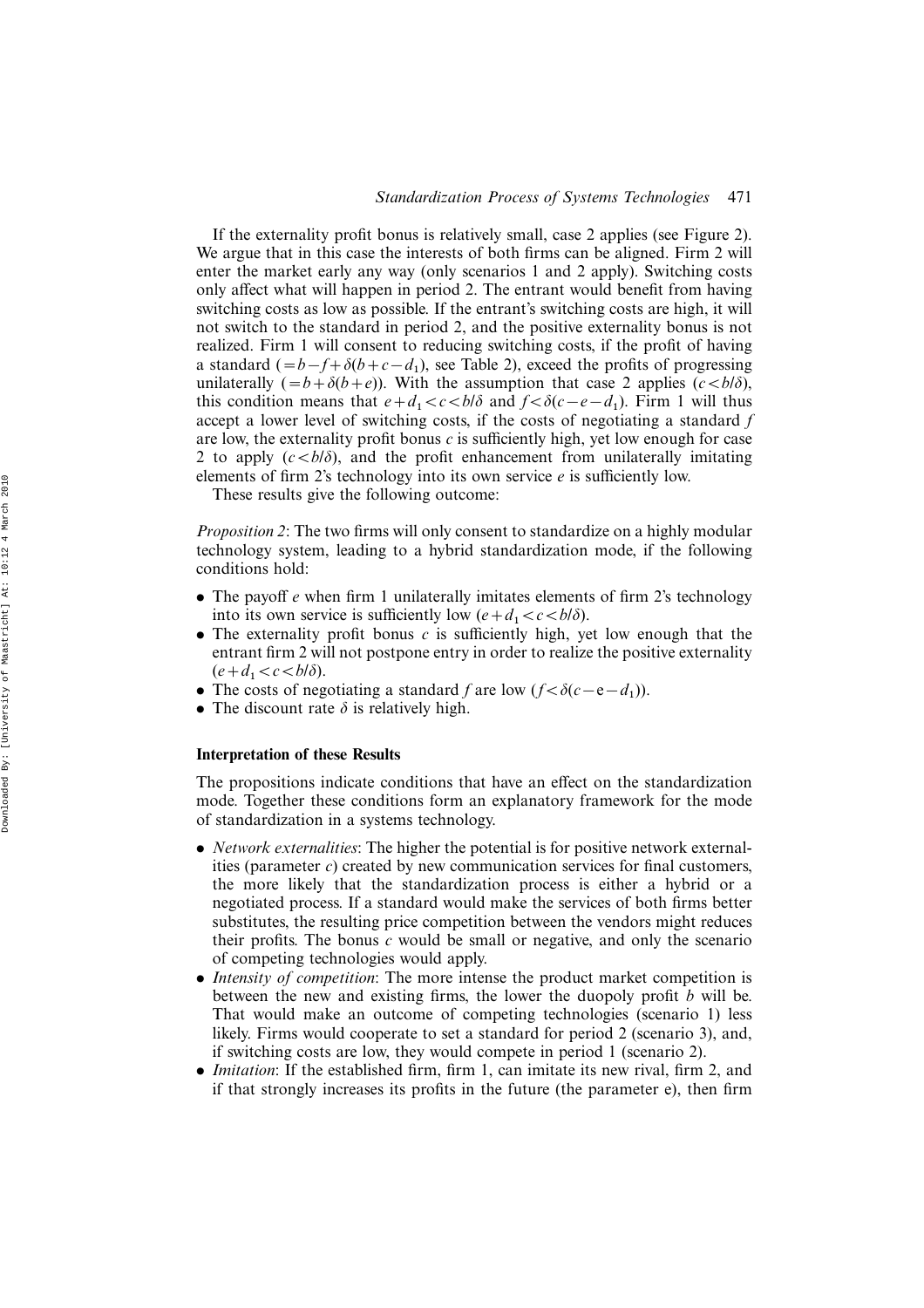If the externality profit bonus is relatively small, case 2 applies (see Figure 2). We argue that in this case the interests of both firms can be aligned. Firm 2 will enter the market early any way (only scenarios 1 and 2 apply). Switching costs only affect what will happen in period 2. The entrant would benefit from having switching costs as low as possible. If the entrant's switching costs are high, it will not switch to the standard in period 2, and the positive externality bonus is not realized. Firm 1 will consent to reducing switching costs, if the profit of having a standard ($=b-f+\delta(b+c-d_1)$, see Table 2), exceed the profits of progressing unilaterally ($=b+\delta(b+e)$). With the assumption that case 2 applies ($c<b/\delta$), this condition means that $e+d_1<c<b/\delta$ and $f<\delta(c-e-d_1)$. Firm 1 will thus accept a lower level of switching costs, if the costs of negotiating a standard $f$ are low, the externality profit bonus $c$ is sufficiently high, yet low enough for case 2 to apply ($c<b/\delta$), and the profit enhancement from unilaterally imitating elements of firm 2's technology into its own service $e$ is sufficiently low.

These results give the following outcome:

*Proposition 2*: The two firms will only consent to standardize on a highly modular technology system, leading to a hybrid standardization mode, if the following conditions hold:

- The payoff $e$ when firm 1 unilaterally imitates elements of firm 2's technology into its own service is sufficiently low ($e+d_1<c<b/\delta$).
- The externality profit bonus $c$ is sufficiently high, yet low enough that the entrant firm 2 will not postpone entry in order to realize the positive externality ($e+d_1<c<b/\delta$).
- The costs of negotiating a standard $f$ are low ($f<\delta(c-e-d_1)$).
- The discount rate $\delta$ is relatively high.

### Interpretation of these Results

The propositions indicate conditions that have an effect on the standardization mode. Together these conditions form an explanatory framework for the mode of standardization in a systems technology.

- *Network externalities*: The higher the potential is for positive network externalities (parameter $c$) created by new communication services for final customers, the more likely that the standardization process is either a hybrid or a negotiated process. If a standard would make the services of both firms better substitutes, the resulting price competition between the vendors might reduces their profits. The bonus $c$ would be small or negative, and only the scenario of competing technologies would apply.
- *Intensity of competition*: The more intense the product market competition is between the new and existing firms, the lower the duopoly profit $b$ will be. That would make an outcome of competing technologies (scenario 1) less likely. Firms would cooperate to set a standard for period 2 (scenario 3), and, if switching costs are low, they would compete in period 1 (scenario 2).
- *Imitation*: If the established firm, firm 1, can imitate its new rival, firm 2, and if that strongly increases its profits in the future (the parameter e), then firm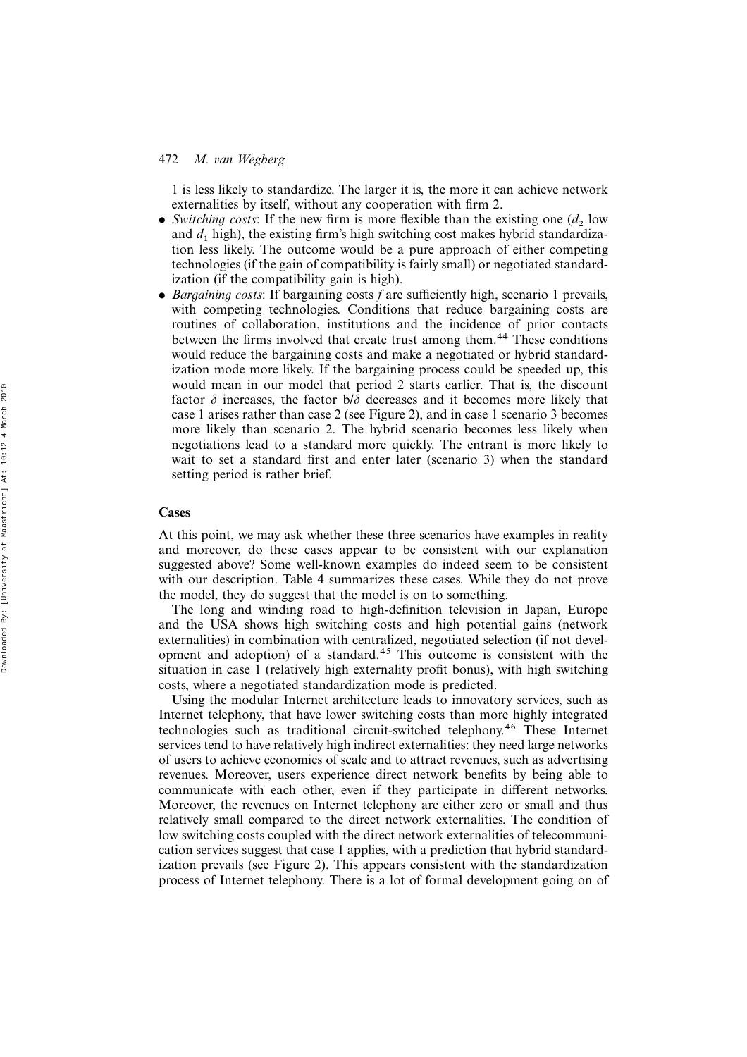1 is less likely to standardize. The larger it is, the more it can achieve network externalities by itself, without any cooperation with firm 2.

- *Switching costs*: If the new firm is more flexible than the existing one ($d_2$ low and $d_1$ high), the existing firm's high switching cost makes hybrid standardization less likely. The outcome would be a pure approach of either competing technologies (if the gain of compatibility is fairly small) or negotiated standardization (if the compatibility gain is high).
- *Bargaining costs*: If bargaining costs $f$ are sufficiently high, scenario 1 prevails, with competing technologies. Conditions that reduce bargaining costs are routines of collaboration, institutions and the incidence of prior contacts between the firms involved that create trust among them.[44] These conditions would reduce the bargaining costs and make a negotiated or hybrid standardization mode more likely. If the bargaining process could be speeded up, this would mean in our model that period 2 starts earlier. That is, the discount factor $\delta$ increases, the factor $b/\delta$ decreases and it becomes more likely that case 1 arises rather than case 2 (see Figure 2), and in case 1 scenario 3 becomes more likely than scenario 2. The hybrid scenario becomes less likely when negotiations lead to a standard more quickly. The entrant is more likely to wait to set a standard first and enter later (scenario 3) when the standard setting period is rather brief.

### Cases

At this point, we may ask whether these three scenarios have examples in reality and moreover, do these cases appear to be consistent with our explanation suggested above? Some well-known examples do indeed seem to be consistent with our description. Table 4 summarizes these cases. While they do not prove the model, they do suggest that the model is on to something.

The long and winding road to high-definition television in Japan, Europe and the USA shows high switching costs and high potential gains (network externalities) in combination with centralized, negotiated selection (if not development and adoption) of a standard.[45] This outcome is consistent with the situation in case 1 (relatively high externality profit bonus), with high switching costs, where a negotiated standardization mode is predicted.

Using the modular Internet architecture leads to innovatory services, such as Internet telephony, that have lower switching costs than more highly integrated technologies such as traditional circuit-switched telephony.[46] These Internet services tend to have relatively high indirect externalities: they need large networks of users to achieve economies of scale and to attract revenues, such as advertising revenues. Moreover, users experience direct network benefits by being able to communicate with each other, even if they participate in different networks. Moreover, the revenues on Internet telephony are either zero or small and thus relatively small compared to the direct network externalities. The condition of low switching costs coupled with the direct network externalities of telecommunication services suggest that case 1 applies, with a prediction that hybrid standardization prevails (see Figure 2). This appears consistent with the standardization process of Internet telephony. There is a lot of formal development going on of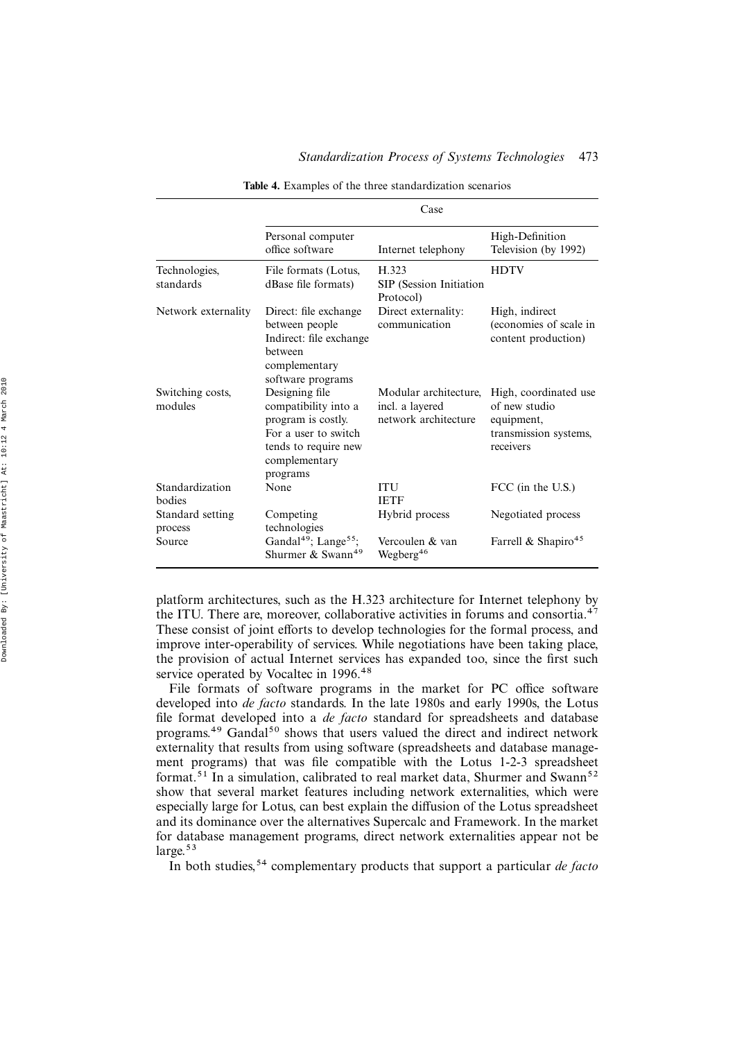**Table 4.** Examples of the three standardization scenarios

| | Case | | |
|---|---|---|---|
| | Personal computer office software | Internet telephony | High-Definition Television (by 1992) |
| Technologies, standards | File formats (Lotus, dBase file formats) | H.323 SIP (Session Initiation Protocol) | HDTV |
| Network externality | Direct: file exchange between people Indirect: file exchange between complementary software programs | Direct externality: communication | High, indirect (economies of scale in content production) |
| Switching costs, modules | Designing file compatibility into a program is costly. For a user to switch tends to require new complementary programs | Modular architecture, incl. a layered network architecture | High, coordinated use of new studio equipment, transmission systems, receivers |
| Standardization bodies | None | ITU IETF | FCC (in the U.S.) |
| Standard setting process | Competing technologies | Hybrid process | Negotiated process |
| Source | Gandal[49]; Lange[55]; Shurmer & Swann[49] | Vercoulen & van Wegberg[46] | Farrell & Shapiro[45] |

platform architectures, such as the H.323 architecture for Internet telephony by the ITU. There are, moreover, collaborative activities in forums and consortia.[47] These consist of joint efforts to develop technologies for the formal process, and improve inter-operability of services. While negotiations have been taking place, the provision of actual Internet services has expanded too, since the first such service operated by Vocaltec in 1996.[48]

File formats of software programs in the market for PC office software developed into *de facto* standards. In the late 1980s and early 1990s, the Lotus file format developed into a *de facto* standard for spreadsheets and database programs.[49] Gandal[50] shows that users valued the direct and indirect network externality that results from using software (spreadsheets and database management programs) that was file compatible with the Lotus 1-2-3 spreadsheet format.[51] In a simulation, calibrated to real market data, Shurmer and Swann[52] show that several market features including network externalities, which were especially large for Lotus, can best explain the diffusion of the Lotus spreadsheet and its dominance over the alternatives Supercalc and Framework. In the market for database management programs, direct network externalities appear not be large.[53]

In both studies,[54] complementary products that support a particular *de facto*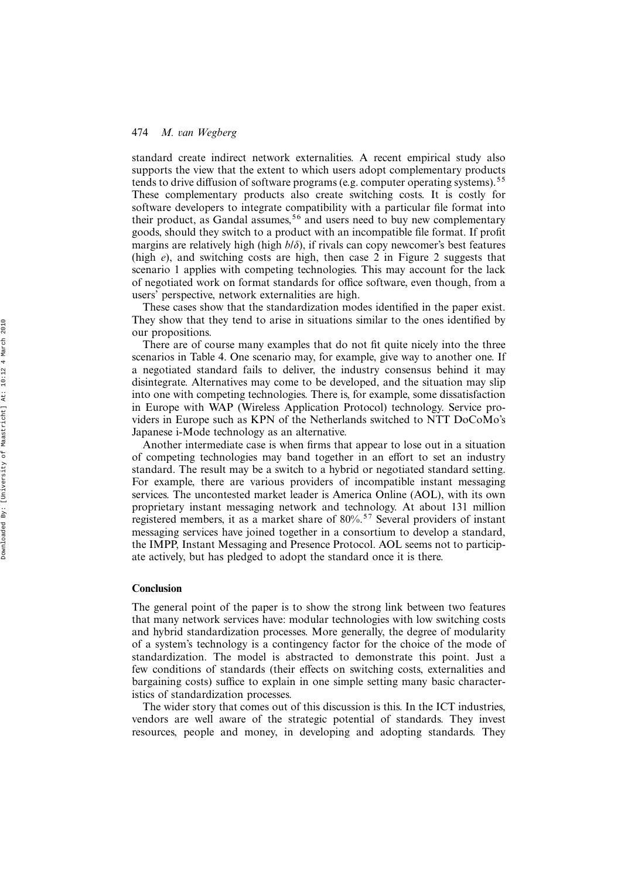standard create indirect network externalities. A recent empirical study also supports the view that the extent to which users adopt complementary products tends to drive diffusion of software programs (e.g. computer operating systems).[55] These complementary products also create switching costs. It is costly for software developers to integrate compatibility with a particular file format into their product, as Gandal assumes,[56] and users need to buy new complementary goods, should they switch to a product with an incompatible file format. If profit margins are relatively high (high $b/\delta$), if rivals can copy newcomer's best features (high $e$), and switching costs are high, then case 2 in Figure 2 suggests that scenario 1 applies with competing technologies. This may account for the lack of negotiated work on format standards for office software, even though, from a users' perspective, network externalities are high.

These cases show that the standardization modes identified in the paper exist. They show that they tend to arise in situations similar to the ones identified by our propositions.

There are of course many examples that do not fit quite nicely into the three scenarios in Table 4. One scenario may, for example, give way to another one. If a negotiated standard fails to deliver, the industry consensus behind it may disintegrate. Alternatives may come to be developed, and the situation may slip into one with competing technologies. There is, for example, some dissatisfaction in Europe with WAP (Wireless Application Protocol) technology. Service providers in Europe such as KPN of the Netherlands switched to NTT DoCoMo's Japanese i-Mode technology as an alternative.

Another intermediate case is when firms that appear to lose out in a situation of competing technologies may band together in an effort to set an industry standard. The result may be a switch to a hybrid or negotiated standard setting. For example, there are various providers of incompatible instant messaging services. The uncontested market leader is America Online (AOL), with its own proprietary instant messaging network and technology. At about 131 million registered members, it as a market share of 80%.[57] Several providers of instant messaging services have joined together in a consortium to develop a standard, the IMPP, Instant Messaging and Presence Protocol. AOL seems not to participate actively, but has pledged to adopt the standard once it is there.

## Conclusion

The general point of the paper is to show the strong link between two features that many network services have: modular technologies with low switching costs and hybrid standardization processes. More generally, the degree of modularity of a system's technology is a contingency factor for the choice of the mode of standardization. The model is abstracted to demonstrate this point. Just a few conditions of standards (their effects on switching costs, externalities and bargaining costs) suffice to explain in one simple setting many basic characteristics of standardization processes.

The wider story that comes out of this discussion is this. In the ICT industries, vendors are well aware of the strategic potential of standards. They invest resources, people and money, in developing and adopting standards. They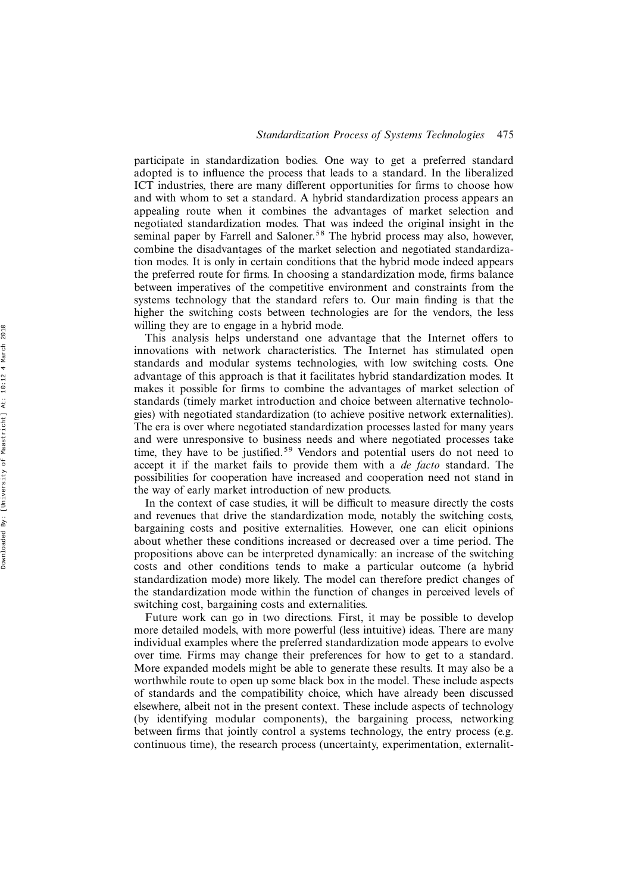participate in standardization bodies. One way to get a preferred standard adopted is to influence the process that leads to a standard. In the liberalized ICT industries, there are many different opportunities for firms to choose how and with whom to set a standard. A hybrid standardization process appears an appealing route when it combines the advantages of market selection and negotiated standardization modes. That was indeed the original insight in the seminal paper by Farrell and Saloner.[58] The hybrid process may also, however, combine the disadvantages of the market selection and negotiated standardization modes. It is only in certain conditions that the hybrid mode indeed appears the preferred route for firms. In choosing a standardization mode, firms balance between imperatives of the competitive environment and constraints from the systems technology that the standard refers to. Our main finding is that the higher the switching costs between technologies are for the vendors, the less willing they are to engage in a hybrid mode.

This analysis helps understand one advantage that the Internet offers to innovations with network characteristics. The Internet has stimulated open standards and modular systems technologies, with low switching costs. One advantage of this approach is that it facilitates hybrid standardization modes. It makes it possible for firms to combine the advantages of market selection of standards (timely market introduction and choice between alternative technologies) with negotiated standardization (to achieve positive network externalities). The era is over where negotiated standardization processes lasted for many years and were unresponsive to business needs and where negotiated processes take time, they have to be justified.[59] Vendors and potential users do not need to accept it if the market fails to provide them with a *de facto* standard. The possibilities for cooperation have increased and cooperation need not stand in the way of early market introduction of new products.

In the context of case studies, it will be difficult to measure directly the costs and revenues that drive the standardization mode, notably the switching costs, bargaining costs and positive externalities. However, one can elicit opinions about whether these conditions increased or decreased over a time period. The propositions above can be interpreted dynamically: an increase of the switching costs and other conditions tends to make a particular outcome (a hybrid standardization mode) more likely. The model can therefore predict changes of the standardization mode within the function of changes in perceived levels of switching cost, bargaining costs and externalities.

Future work can go in two directions. First, it may be possible to develop more detailed models, with more powerful (less intuitive) ideas. There are many individual examples where the preferred standardization mode appears to evolve over time. Firms may change their preferences for how to get to a standard. More expanded models might be able to generate these results. It may also be a worthwhile route to open up some black box in the model. These include aspects of standards and the compatibility choice, which have already been discussed elsewhere, albeit not in the present context. These include aspects of technology (by identifying modular components), the bargaining process, networking between firms that jointly control a systems technology, the entry process (e.g. continuous time), the research process (uncertainty, experimentation, externalit-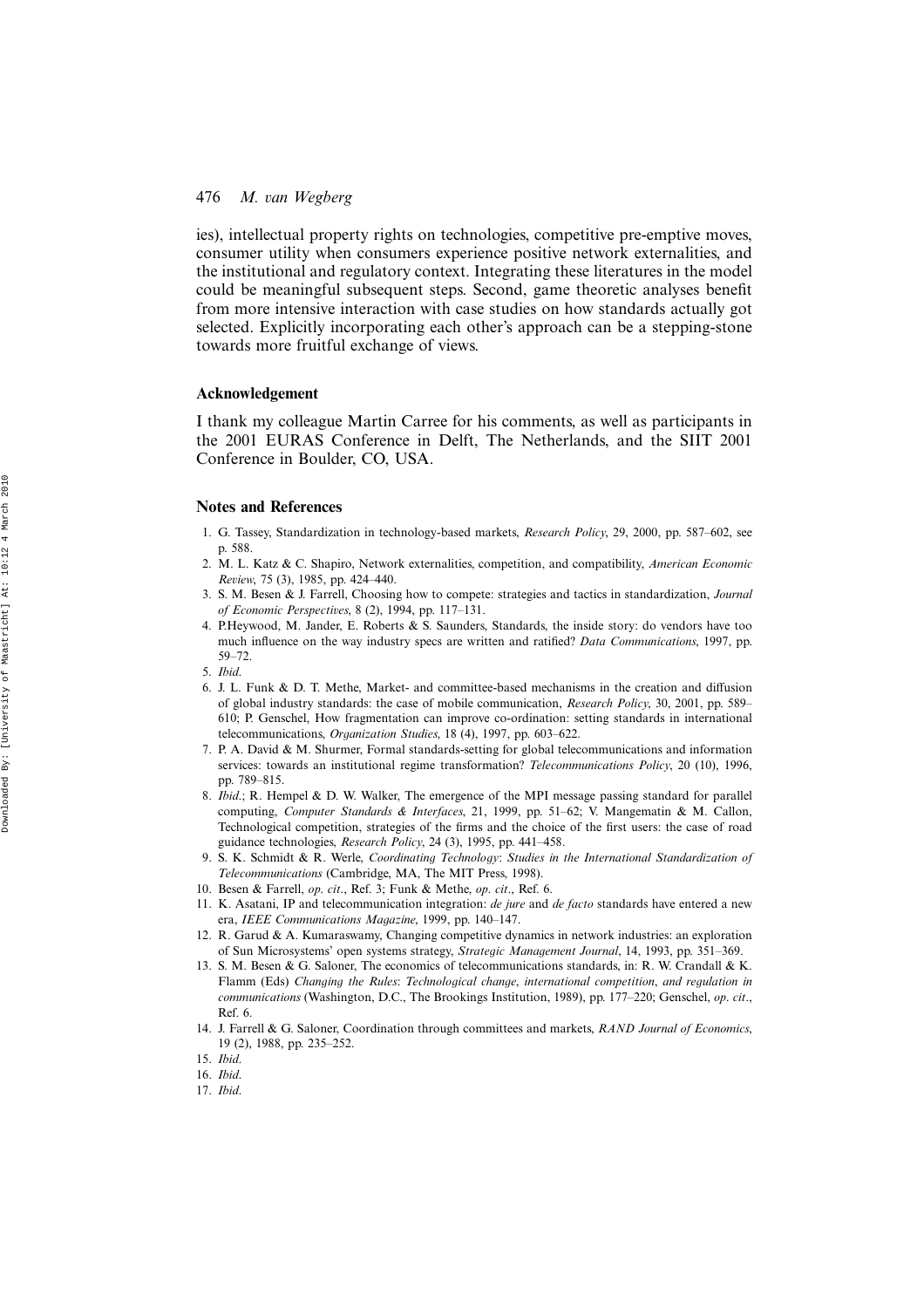ies), intellectual property rights on technologies, competitive pre-emptive moves, consumer utility when consumers experience positive network externalities, and the institutional and regulatory context. Integrating these literatures in the model could be meaningful subsequent steps. Second, game theoretic analyses benefit from more intensive interaction with case studies on how standards actually got selected. Explicitly incorporating each other's approach can be a stepping-stone towards more fruitful exchange of views.

### Acknowledgement

I thank my colleague Martin Carree for his comments, as well as participants in the 2001 EURAS Conference in Delft, The Netherlands, and the SIIT 2001 Conference in Boulder, CO, USA.

### Notes and References

1. G. Tassey, Standardization in technology-based markets, *Research Policy*, 29, 2000, pp. 587–602, see p. 588.
2. M. L. Katz & C. Shapiro, Network externalities, competition, and compatibility, *American Economic Review*, 75 (3), 1985, pp. 424–440.
3. S. M. Besen & J. Farrell, Choosing how to compete: strategies and tactics in standardization, *Journal of Economic Perspectives*, 8 (2), 1994, pp. 117–131.
4. P.Heywood, M. Jander, E. Roberts & S. Saunders, Standards, the inside story: do vendors have too much influence on the way industry specs are written and ratified? *Data Communications*, 1997, pp. 59–72.
5. *Ibid*.
6. J. L. Funk & D. T. Methe, Market- and committee-based mechanisms in the creation and diffusion of global industry standards: the case of mobile communication, *Research Policy*, 30, 2001, pp. 589–610; P. Genschel, How fragmentation can improve co-ordination: setting standards in international telecommunications, *Organization Studies*, 18 (4), 1997, pp. 603–622.
7. P. A. David & M. Shurmer, Formal standards-setting for global telecommunications and information services: towards an institutional regime transformation? *Telecommunications Policy*, 20 (10), 1996, pp. 789–815.
8. *Ibid*.; R. Hempel & D. W. Walker, The emergence of the MPI message passing standard for parallel computing, *Computer Standards & Interfaces*, 21, 1999, pp. 51–62; V. Mangematin & M. Callon, Technological competition, strategies of the firms and the choice of the first users: the case of road guidance technologies, *Research Policy*, 24 (3), 1995, pp. 441–458.
9. S. K. Schmidt & R. Werle, *Coordinating Technology*: *Studies in the International Standardization of Telecommunications* (Cambridge, MA, The MIT Press, 1998).
10. Besen & Farrell, *op*. *cit*., Ref. 3; Funk & Methe, *op*. *cit*., Ref. 6.
11. K. Asatani, IP and telecommunication integration: *de jure* and *de facto* standards have entered a new era, *IEEE Communications Magazine*, 1999, pp. 140–147.
12. R. Garud & A. Kumaraswamy, Changing competitive dynamics in network industries: an exploration of Sun Microsystems' open systems strategy, *Strategic Management Journal*, 14, 1993, pp. 351–369.
13. S. M. Besen & G. Saloner, The economics of telecommunications standards, in: R. W. Crandall & K. Flamm (Eds) *Changing the Rules*: *Technological change*, *international competition*, *and regulation in communications* (Washington, D.C., The Brookings Institution, 1989), pp. 177–220; Genschel, *op*. *cit*., Ref. 6.
14. J. Farrell & G. Saloner, Coordination through committees and markets, *RAND Journal of Economics*, 19 (2), 1988, pp. 235–252.
15. *Ibid*.
16. *Ibid*.
17. *Ibid*.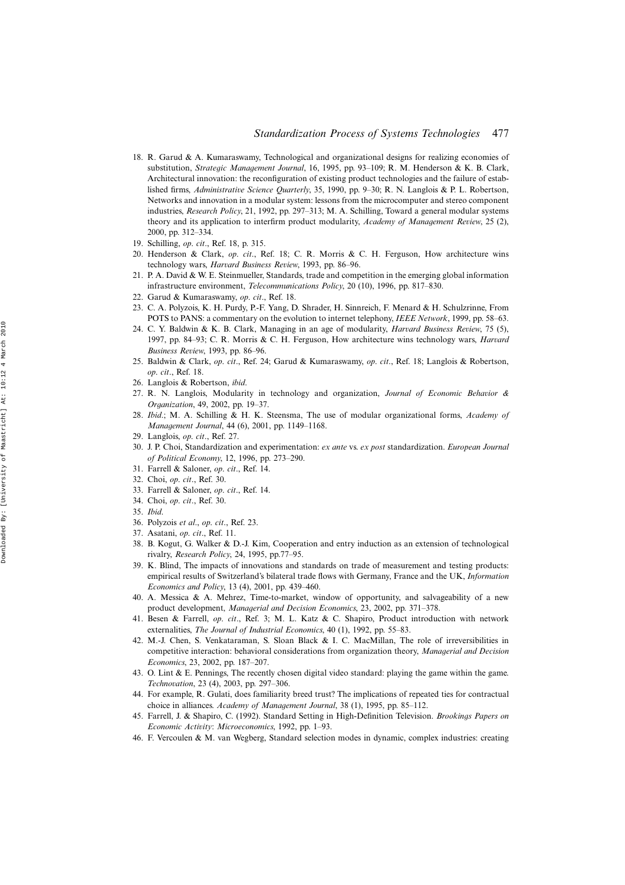18. R. Garud & A. Kumaraswamy, Technological and organizational designs for realizing economies of substitution, *Strategic Management Journal*, 16, 1995, pp. 93–109; R. M. Henderson & K. B. Clark, Architectural innovation: the reconfiguration of existing product technologies and the failure of established firms, *Administrative Science Quarterly*, 35, 1990, pp. 9–30; R. N. Langlois & P. L. Robertson, Networks and innovation in a modular system: lessons from the microcomputer and stereo component industries, *Research Policy*, 21, 1992, pp. 297–313; M. A. Schilling, Toward a general modular systems theory and its application to interfirm product modularity, *Academy of Management Review*, 25 (2), 2000, pp. 312–334.
19. Schilling, *op. cit*., Ref. 18, p. 315.
20. Henderson & Clark, *op. cit*., Ref. 18; C. R. Morris & C. H. Ferguson, How architecture wins technology wars, *Harvard Business Review*, 1993, pp. 86–96.
21. P. A. David & W. E. Steinmueller, Standards, trade and competition in the emerging global information infrastructure environment, *Telecommunications Policy*, 20 (10), 1996, pp. 817–830.
22. Garud & Kumaraswamy, *op. cit*., Ref. 18.
23. C. A. Polyzois, K. H. Purdy, P.-F. Yang, D. Shrader, H. Sinnreich, F. Menard & H. Schulzrinne, From POTS to PANS: a commentary on the evolution to internet telephony, *IEEE Network*, 1999, pp. 58–63.
24. C. Y. Baldwin & K. B. Clark, Managing in an age of modularity, *Harvard Business Review*, 75 (5), 1997, pp. 84–93; C. R. Morris & C. H. Ferguson, How architecture wins technology wars, *Harvard Business Review*, 1993, pp. 86–96.
25. Baldwin & Clark, *op. cit*., Ref. 24; Garud & Kumaraswamy, *op. cit*., Ref. 18; Langlois & Robertson, *op. cit*., Ref. 18.
26. Langlois & Robertson, *ibid*.
27. R. N. Langlois, Modularity in technology and organization, *Journal of Economic Behavior & Organization*, 49, 2002, pp. 19–37.
28. *Ibid*.; M. A. Schilling & H. K. Steensma, The use of modular organizational forms, *Academy of Management Journal*, 44 (6), 2001, pp. 1149–1168.
29. Langlois, *op. cit*., Ref. 27.
30. J. P. Choi, Standardization and experimentation: *ex ante* vs. *ex post* standardization. *European Journal of Political Economy*, 12, 1996, pp. 273–290.
31. Farrell & Saloner, *op. cit*., Ref. 14.
32. Choi, *op. cit*., Ref. 30.
33. Farrell & Saloner, *op. cit*., Ref. 14.
34. Choi, *op. cit*., Ref. 30.
35. *Ibid*.
36. Polyzois *et al*., *op. cit*., Ref. 23.
37. Asatani, *op. cit*., Ref. 11.
38. B. Kogut, G. Walker & D.-J. Kim, Cooperation and entry induction as an extension of technological rivalry, *Research Policy*, 24, 1995, pp.77–95.
39. K. Blind, The impacts of innovations and standards on trade of measurement and testing products: empirical results of Switzerland's bilateral trade flows with Germany, France and the UK, *Information Economics and Policy*, 13 (4), 2001, pp. 439–460.
40. A. Messica & A. Mehrez, Time-to-market, window of opportunity, and salvageability of a new product development, *Managerial and Decision Economics*, 23, 2002, pp. 371–378.
41. Besen & Farrell, *op. cit*., Ref. 3; M. L. Katz & C. Shapiro, Product introduction with network externalities, *The Journal of Industrial Economics*, 40 (1), 1992, pp. 55–83.
42. M.-J. Chen, S. Venkataraman, S. Sloan Black & I. C. MacMillan, The role of irreversibilities in competitive interaction: behavioral considerations from organization theory, *Managerial and Decision Economics*, 23, 2002, pp. 187–207.
43. O. Lint & E. Pennings, The recently chosen digital video standard: playing the game within the game. *Technovation*, 23 (4), 2003, pp. 297–306.
44. For example, R. Gulati, does familiarity breed trust? The implications of repeated ties for contractual choice in alliances. *Academy of Management Journal*, 38 (1), 1995, pp. 85–112.
45. Farrell, J. & Shapiro, C. (1992). Standard Setting in High-Definition Television. *Brookings Papers on Economic Activity*: *Microeconomics*, 1992, pp. 1–93.
46. F. Vercoulen & M. van Wegberg, Standard selection modes in dynamic, complex industries: creating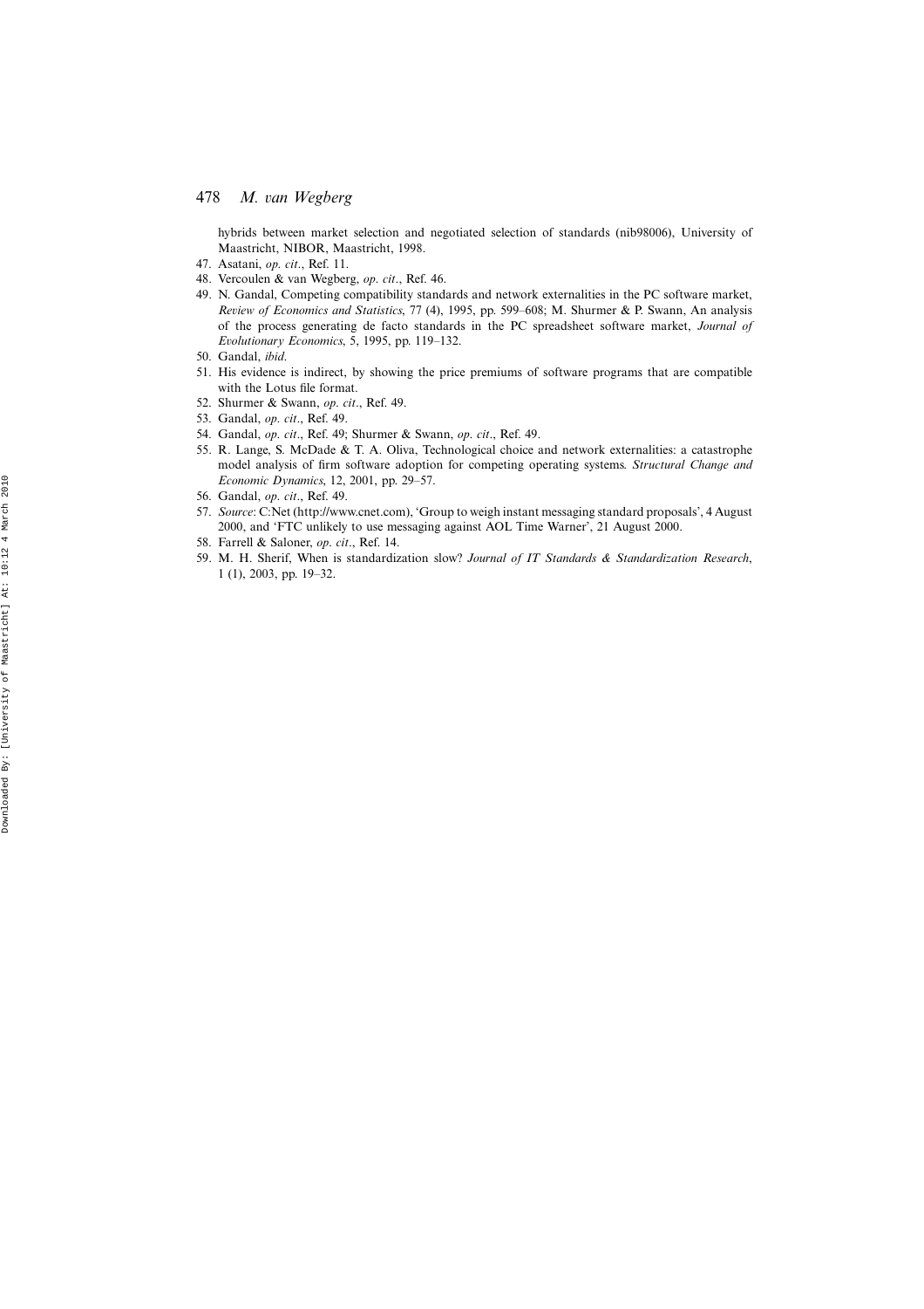hybrids between market selection and negotiated selection of standards (nib98006), University of Maastricht, NIBOR, Maastricht, 1998.

47. Asatani, *op. cit*., Ref. 11.
48. Vercoulen & van Wegberg, *op. cit*., Ref. 46.
49. N. Gandal, Competing compatibility standards and network externalities in the PC software market, *Review of Economics and Statistics*, 77 (4), 1995, pp. 599–608; M. Shurmer & P. Swann, An analysis of the process generating de facto standards in the PC spreadsheet software market, *Journal of Evolutionary Economics*, 5, 1995, pp. 119–132.
50. Gandal, *ibid*.
51. His evidence is indirect, by showing the price premiums of software programs that are compatible with the Lotus file format.
52. Shurmer & Swann, *op. cit*., Ref. 49.
53. Gandal, *op. cit*., Ref. 49.
54. Gandal, *op. cit*., Ref. 49; Shurmer & Swann, *op. cit*., Ref. 49.
55. R. Lange, S. McDade & T. A. Oliva, Technological choice and network externalities: a catastrophe model analysis of firm software adoption for competing operating systems. *Structural Change and Economic Dynamics*, 12, 2001, pp. 29–57.
56. Gandal, *op. cit*., Ref. 49.
57. *Source*: C:Net (http://www.cnet.com), 'Group to weigh instant messaging standard proposals', 4 August 2000, and 'FTC unlikely to use messaging against AOL Time Warner', 21 August 2000.
58. Farrell & Saloner, *op. cit*., Ref. 14.
59. M. H. Sherif, When is standardization slow? *Journal of IT Standards & Standardization Research*, 1 (1), 2003, pp. 19–32.